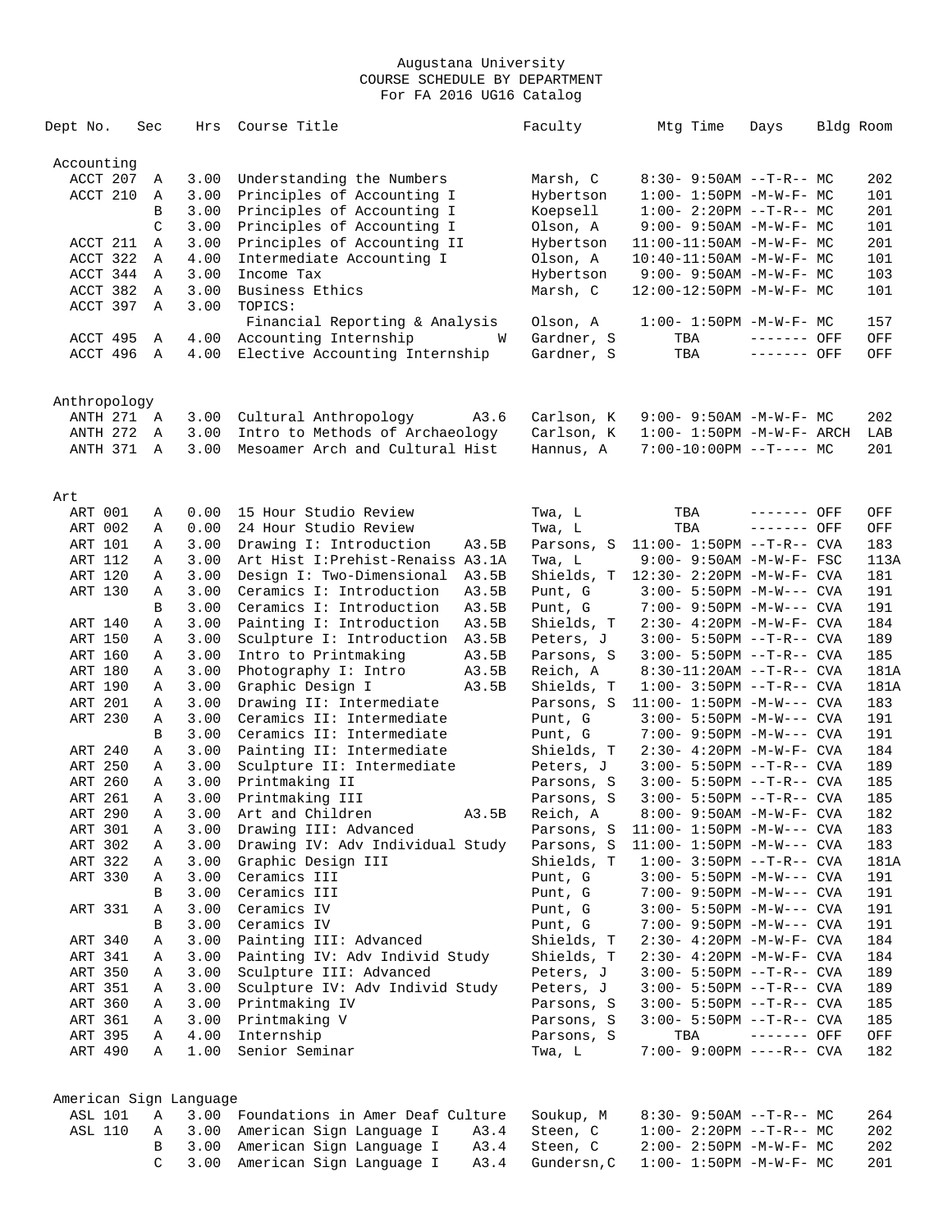Augustana University
COURSE SCHEDULE BY DEPARTMENT
For FA 2016 UG16 Catalog

| Dept No. | Sec | Hrs | Course Title | Faculty | Mtg Time | Days | Bldg | Room |
|---|---|---|---|---|---|---|---|---|
| **Accounting** | | | | | | | | |
| ACCT 207 | A | 3.00 | Understanding the Numbers | Marsh, C | 8:30- 9:50AM | --T-R-- | MC | 202 |
| ACCT 210 | A | 3.00 | Principles of Accounting I | Hybertson | 1:00- 1:50PM | -M-W-F- | MC | 101 |
| | B | 3.00 | Principles of Accounting I | Koepsell | 1:00- 2:20PM | --T-R-- | MC | 201 |
| | C | 3.00 | Principles of Accounting I | Olson, A | 9:00- 9:50AM | -M-W-F- | MC | 101 |
| ACCT 211 | A | 3.00 | Principles of Accounting II | Hybertson | 11:00-11:50AM | -M-W-F- | MC | 201 |
| ACCT 322 | A | 4.00 | Intermediate Accounting I | Olson, A | 10:40-11:50AM | -M-W-F- | MC | 101 |
| ACCT 344 | A | 3.00 | Income Tax | Hybertson | 9:00- 9:50AM | -M-W-F- | MC | 103 |
| ACCT 382 | A | 3.00 | Business Ethics | Marsh, C | 12:00-12:50PM | -M-W-F- | MC | 101 |
| ACCT 397 | A | 3.00 | TOPICS: | | | | | |
| | | | Financial Reporting & Analysis | Olson, A | 1:00- 1:50PM | -M-W-F- | MC | 157 |
| ACCT 495 | A | 4.00 | Accounting Internship W | Gardner, S | TBA | ------- | OFF | OFF |
| ACCT 496 | A | 4.00 | Elective Accounting Internship | Gardner, S | TBA | ------- | OFF | OFF |
| **Anthropology** | | | | | | | | |
| ANTH 271 | A | 3.00 | Cultural Anthropology A3.6 | Carlson, K | 9:00- 9:50AM | -M-W-F- | MC | 202 |
| ANTH 272 | A | 3.00 | Intro to Methods of Archaeology | Carlson, K | 1:00- 1:50PM | -M-W-F- | ARCH | LAB |
| ANTH 371 | A | 3.00 | Mesoamer Arch and Cultural Hist | Hannus, A | 7:00-10:00PM | --T---- | MC | 201 |
| **Art** | | | | | | | | |
| ART 001 | A | 0.00 | 15 Hour Studio Review | Twa, L | TBA | ------- | OFF | OFF |
| ART 002 | A | 0.00 | 24 Hour Studio Review | Twa, L | TBA | ------- | OFF | OFF |
| ART 101 | A | 3.00 | Drawing I: Introduction A3.5B | Parsons, S | 11:00- 1:50PM | --T-R-- | CVA | 183 |
| ART 112 | A | 3.00 | Art Hist I:Prehist-Renaiss A3.1A | Twa, L | 9:00- 9:50AM | -M-W-F- | FSC | 113A |
| ART 120 | A | 3.00 | Design I: Two-Dimensional A3.5B | Shields, T | 12:30- 2:20PM | -M-W-F- | CVA | 181 |
| ART 130 | A | 3.00 | Ceramics I: Introduction A3.5B | Punt, G | 3:00- 5:50PM | -M-W--- | CVA | 191 |
| | B | 3.00 | Ceramics I: Introduction A3.5B | Punt, G | 7:00- 9:50PM | -M-W--- | CVA | 191 |
| ART 140 | A | 3.00 | Painting I: Introduction A3.5B | Shields, T | 2:30- 4:20PM | -M-W-F- | CVA | 184 |
| ART 150 | A | 3.00 | Sculpture I: Introduction A3.5B | Peters, J | 3:00- 5:50PM | --T-R-- | CVA | 189 |
| ART 160 | A | 3.00 | Intro to Printmaking A3.5B | Parsons, S | 3:00- 5:50PM | --T-R-- | CVA | 185 |
| ART 180 | A | 3.00 | Photography I: Intro A3.5B | Reich, A | 8:30-11:20AM | --T-R-- | CVA | 181A |
| ART 190 | A | 3.00 | Graphic Design I A3.5B | Shields, T | 1:00- 3:50PM | --T-R-- | CVA | 181A |
| ART 201 | A | 3.00 | Drawing II: Intermediate | Parsons, S | 11:00- 1:50PM | -M-W--- | CVA | 183 |
| ART 230 | A | 3.00 | Ceramics II: Intermediate | Punt, G | 3:00- 5:50PM | -M-W--- | CVA | 191 |
| | B | 3.00 | Ceramics II: Intermediate | Punt, G | 7:00- 9:50PM | -M-W--- | CVA | 191 |
| ART 240 | A | 3.00 | Painting II: Intermediate | Shields, T | 2:30- 4:20PM | -M-W-F- | CVA | 184 |
| ART 250 | A | 3.00 | Sculpture II: Intermediate | Peters, J | 3:00- 5:50PM | --T-R-- | CVA | 189 |
| ART 260 | A | 3.00 | Printmaking II | Parsons, S | 3:00- 5:50PM | --T-R-- | CVA | 185 |
| ART 261 | A | 3.00 | Printmaking III | Parsons, S | 3:00- 5:50PM | --T-R-- | CVA | 185 |
| ART 290 | A | 3.00 | Art and Children A3.5B | Reich, A | 8:00- 9:50AM | -M-W-F- | CVA | 182 |
| ART 301 | A | 3.00 | Drawing III: Advanced | Parsons, S | 11:00- 1:50PM | -M-W--- | CVA | 183 |
| ART 302 | A | 3.00 | Drawing IV: Adv Individual Study | Parsons, S | 11:00- 1:50PM | -M-W--- | CVA | 183 |
| ART 322 | A | 3.00 | Graphic Design III | Shields, T | 1:00- 3:50PM | --T-R-- | CVA | 181A |
| ART 330 | A | 3.00 | Ceramics III | Punt, G | 3:00- 5:50PM | -M-W--- | CVA | 191 |
| | B | 3.00 | Ceramics III | Punt, G | 7:00- 9:50PM | -M-W--- | CVA | 191 |
| ART 331 | A | 3.00 | Ceramics IV | Punt, G | 3:00- 5:50PM | -M-W--- | CVA | 191 |
| | B | 3.00 | Ceramics IV | Punt, G | 7:00- 9:50PM | -M-W--- | CVA | 191 |
| ART 340 | A | 3.00 | Painting III: Advanced | Shields, T | 2:30- 4:20PM | -M-W-F- | CVA | 184 |
| ART 341 | A | 3.00 | Painting IV: Adv Individ Study | Shields, T | 2:30- 4:20PM | -M-W-F- | CVA | 184 |
| ART 350 | A | 3.00 | Sculpture III: Advanced | Peters, J | 3:00- 5:50PM | --T-R-- | CVA | 189 |
| ART 351 | A | 3.00 | Sculpture IV: Adv Individ Study | Peters, J | 3:00- 5:50PM | --T-R-- | CVA | 189 |
| ART 360 | A | 3.00 | Printmaking IV | Parsons, S | 3:00- 5:50PM | --T-R-- | CVA | 185 |
| ART 361 | A | 3.00 | Printmaking V | Parsons, S | 3:00- 5:50PM | --T-R-- | CVA | 185 |
| ART 395 | A | 4.00 | Internship | Parsons, S | TBA | ------- | OFF | OFF |
| ART 490 | A | 1.00 | Senior Seminar | Twa, L | 7:00- 9:00PM | ----R-- | CVA | 182 |
| **American Sign Language** | | | | | | | | |
| ASL 101 | A | 3.00 | Foundations in Amer Deaf Culture | Soukup, M | 8:30- 9:50AM | --T-R-- | MC | 264 |
| ASL 110 | A | 3.00 | American Sign Language I A3.4 | Steen, C | 1:00- 2:20PM | --T-R-- | MC | 202 |
| | B | 3.00 | American Sign Language I A3.4 | Steen, C | 2:00- 2:50PM | -M-W-F- | MC | 202 |
| | C | 3.00 | American Sign Language I A3.4 | Gundersn,C | 1:00- 1:50PM | -M-W-F- | MC | 201 |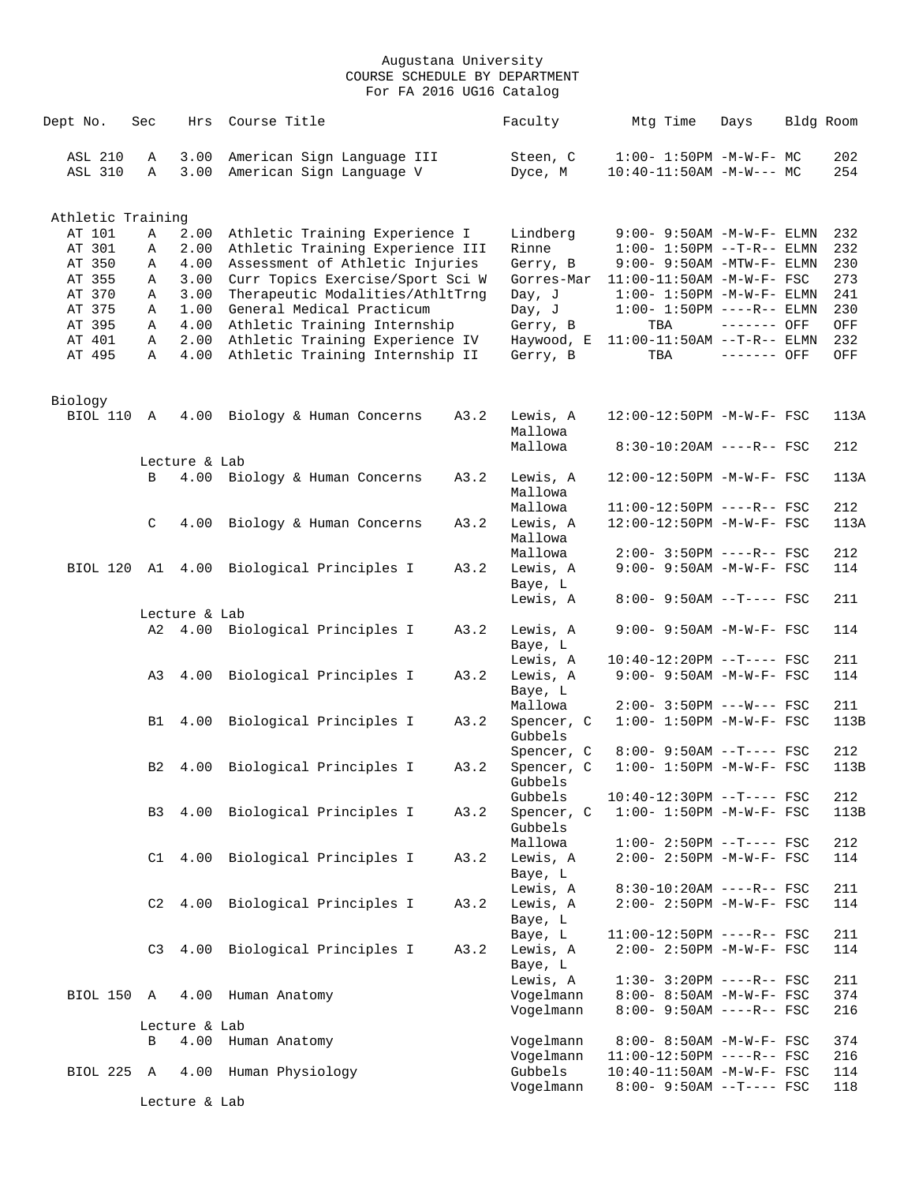Augustana University
COURSE SCHEDULE BY DEPARTMENT
For FA 2016 UG16 Catalog

| Dept No. | Sec | Hrs | Course Title | | Faculty | Mtg Time | Days | Bldg | Room |
|---|---|---|---|---|---|---|---|---|---|
| ASL 210 | A | 3.00 | American Sign Language III | | Steen, C | 1:00- 1:50PM | -M-W-F- | MC | 202 |
| ASL 310 | A | 3.00 | American Sign Language V | | Dyce, M | 10:40-11:50AM | -M-W--- | MC | 254 |
| **Athletic Training** | | | | | | | | | |
| AT 101 | A | 2.00 | Athletic Training Experience I | | Lindberg | 9:00- 9:50AM | -M-W-F- | ELMN | 232 |
| AT 301 | A | 2.00 | Athletic Training Experience III | | Rinne | 1:00- 1:50PM | --T-R-- | ELMN | 232 |
| AT 350 | A | 4.00 | Assessment of Athletic Injuries | | Gerry, B | 9:00- 9:50AM | -MTW-F- | ELMN | 230 |
| AT 355 | A | 3.00 | Curr Topics Exercise/Sport Sci W | | Gorres-Mar | 11:00-11:50AM | -M-W-F- | FSC | 273 |
| AT 370 | A | 3.00 | Therapeutic Modalities/AthltTrng | | Day, J | 1:00- 1:50PM | -M-W-F- | ELMN | 241 |
| AT 375 | A | 1.00 | General Medical Practicum | | Day, J | 1:00- 1:50PM | ----R-- | ELMN | 230 |
| AT 395 | A | 4.00 | Athletic Training Internship | | Gerry, B | TBA | ------- | OFF | OFF |
| AT 401 | A | 2.00 | Athletic Training Experience IV | | Haywood, E | 11:00-11:50AM | --T-R-- | ELMN | 232 |
| AT 495 | A | 4.00 | Athletic Training Internship II | | Gerry, B | TBA | ------- | OFF | OFF |
| **Biology** | | | | | | | | | |
| BIOL 110 | A | 4.00 | Biology & Human Concerns | A3.2 | Lewis, A | 12:00-12:50PM | -M-W-F- | FSC | 113A |
| | | | | | Mallowa | | | | |
| | | | | | Mallowa | 8:30-10:20AM | ----R-- | FSC | 212 |
| | Lecture & Lab | | | | | | | | |
| | B | 4.00 | Biology & Human Concerns | A3.2 | Lewis, A | 12:00-12:50PM | -M-W-F- | FSC | 113A |
| | | | | | Mallowa | | | | |
| | | | | | Mallowa | 11:00-12:50PM | ----R-- | FSC | 212 |
| | C | 4.00 | Biology & Human Concerns | A3.2 | Lewis, A | 12:00-12:50PM | -M-W-F- | FSC | 113A |
| | | | | | Mallowa | | | | |
| | | | | | Mallowa | 2:00- 3:50PM | ----R-- | FSC | 212 |
| BIOL 120 | A1 | 4.00 | Biological Principles I | A3.2 | Lewis, A | 9:00- 9:50AM | -M-W-F- | FSC | 114 |
| | | | | | Baye, L | | | | |
| | | | | | Lewis, A | 8:00- 9:50AM | --T---- | FSC | 211 |
| | Lecture & Lab | | | | | | | | |
| | A2 | 4.00 | Biological Principles I | A3.2 | Lewis, A | 9:00- 9:50AM | -M-W-F- | FSC | 114 |
| | | | | | Baye, L | | | | |
| | | | | | Lewis, A | 10:40-12:20PM | --T---- | FSC | 211 |
| | A3 | 4.00 | Biological Principles I | A3.2 | Lewis, A | 9:00- 9:50AM | -M-W-F- | FSC | 114 |
| | | | | | Baye, L | | | | |
| | | | | | Mallowa | 2:00- 3:50PM | ---W--- | FSC | 211 |
| | B1 | 4.00 | Biological Principles I | A3.2 | Spencer, C | 1:00- 1:50PM | -M-W-F- | FSC | 113B |
| | | | | | Gubbels | | | | |
| | | | | | Spencer, C | 8:00- 9:50AM | --T---- | FSC | 212 |
| | B2 | 4.00 | Biological Principles I | A3.2 | Spencer, C | 1:00- 1:50PM | -M-W-F- | FSC | 113B |
| | | | | | Gubbels | | | | |
| | | | | | Gubbels | 10:40-12:30PM | --T---- | FSC | 212 |
| | B3 | 4.00 | Biological Principles I | A3.2 | Spencer, C | 1:00- 1:50PM | -M-W-F- | FSC | 113B |
| | | | | | Gubbels | | | | |
| | | | | | Mallowa | 1:00- 2:50PM | --T---- | FSC | 212 |
| | C1 | 4.00 | Biological Principles I | A3.2 | Lewis, A | 2:00- 2:50PM | -M-W-F- | FSC | 114 |
| | | | | | Baye, L | | | | |
| | | | | | Lewis, A | 8:30-10:20AM | ----R-- | FSC | 211 |
| | C2 | 4.00 | Biological Principles I | A3.2 | Lewis, A | 2:00- 2:50PM | -M-W-F- | FSC | 114 |
| | | | | | Baye, L | | | | |
| | | | | | Baye, L | 11:00-12:50PM | ----R-- | FSC | 211 |
| | C3 | 4.00 | Biological Principles I | A3.2 | Lewis, A | 2:00- 2:50PM | -M-W-F- | FSC | 114 |
| | | | | | Baye, L | | | | |
| | | | | | Lewis, A | 1:30- 3:20PM | ----R-- | FSC | 211 |
| BIOL 150 | A | 4.00 | Human Anatomy | | Vogelmann | 8:00- 8:50AM | -M-W-F- | FSC | 374 |
| | | | | | Vogelmann | 8:00- 9:50AM | ----R-- | FSC | 216 |
| | Lecture & Lab | | | | | | | | |
| | B | 4.00 | Human Anatomy | | Vogelmann | 8:00- 8:50AM | -M-W-F- | FSC | 374 |
| | | | | | Vogelmann | 11:00-12:50PM | ----R-- | FSC | 216 |
| BIOL 225 | A | 4.00 | Human Physiology | | Gubbels | 10:40-11:50AM | -M-W-F- | FSC | 114 |
| | | | | | Vogelmann | 8:00- 9:50AM | --T---- | FSC | 118 |
| | Lecture & Lab | | | | | | | | |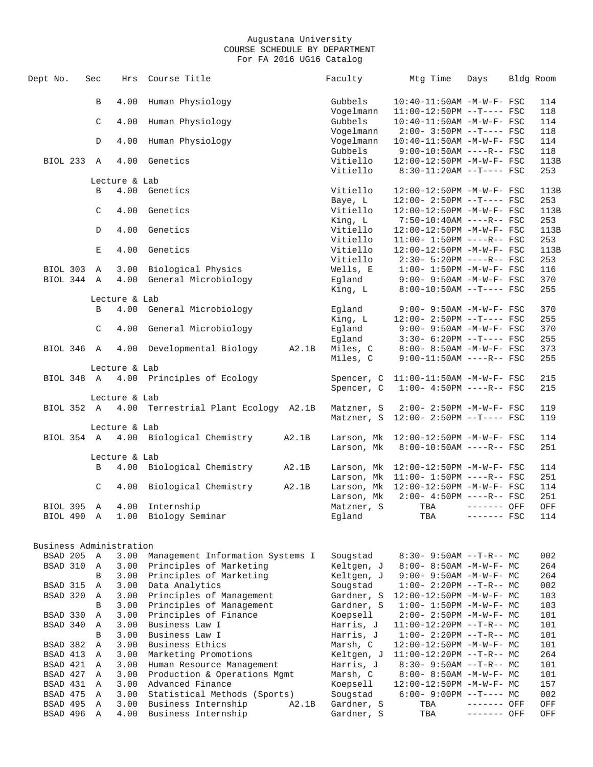Augustana University
COURSE SCHEDULE BY DEPARTMENT
For FA 2016 UG16 Catalog

| Dept | No. | Sec | Hrs | Course Title | | Faculty | Mtg Time | Days | Bldg | Room |
|---|---|---|---|---|---|---|---|---|---|---|
| | | B | 4.00 | Human Physiology | | Gubbels | 10:40-11:50AM | -M-W-F- | FSC | 114 |
| | | | | | | Vogelmann | 11:00-12:50PM | --T---- | FSC | 118 |
| | | C | 4.00 | Human Physiology | | Gubbels | 10:40-11:50AM | -M-W-F- | FSC | 114 |
| | | | | | | Vogelmann | 2:00- 3:50PM | --T---- | FSC | 118 |
| | | D | 4.00 | Human Physiology | | Vogelmann | 10:40-11:50AM | -M-W-F- | FSC | 114 |
| | | | | | | Gubbels | 9:00-10:50AM | ----R-- | FSC | 118 |
| BIOL | 233 | A | 4.00 | Genetics | | Vitiello | 12:00-12:50PM | -M-W-F- | FSC | 113B |
| | | | | | | Vitiello | 8:30-11:20AM | --T---- | FSC | 253 |
| | | | | Lecture & Lab | | | | | | |
| | | B | 4.00 | Genetics | | Vitiello | 12:00-12:50PM | -M-W-F- | FSC | 113B |
| | | | | | | Baye, L | 12:00- 2:50PM | --T---- | FSC | 253 |
| | | C | 4.00 | Genetics | | Vitiello | 12:00-12:50PM | -M-W-F- | FSC | 113B |
| | | | | | | King, L | 7:50-10:40AM | ----R-- | FSC | 253 |
| | | D | 4.00 | Genetics | | Vitiello | 12:00-12:50PM | -M-W-F- | FSC | 113B |
| | | | | | | Vitiello | 11:00- 1:50PM | ----R-- | FSC | 253 |
| | | E | 4.00 | Genetics | | Vitiello | 12:00-12:50PM | -M-W-F- | FSC | 113B |
| | | | | | | Vitiello | 2:30- 5:20PM | ----R-- | FSC | 253 |
| BIOL | 303 | A | 3.00 | Biological Physics | | Wells, E | 1:00- 1:50PM | -M-W-F- | FSC | 116 |
| BIOL | 344 | A | 4.00 | General Microbiology | | Egland | 9:00- 9:50AM | -M-W-F- | FSC | 370 |
| | | | | | | King, L | 8:00-10:50AM | --T---- | FSC | 255 |
| | | | | Lecture & Lab | | | | | | |
| | | B | 4.00 | General Microbiology | | Egland | 9:00- 9:50AM | -M-W-F- | FSC | 370 |
| | | | | | | King, L | 12:00- 2:50PM | --T---- | FSC | 255 |
| | | C | 4.00 | General Microbiology | | Egland | 9:00- 9:50AM | -M-W-F- | FSC | 370 |
| | | | | | | Egland | 3:30- 6:20PM | --T---- | FSC | 255 |
| BIOL | 346 | A | 4.00 | Developmental Biology | A2.1B | Miles, C | 8:00- 8:50AM | -M-W-F- | FSC | 373 |
| | | | | | | Miles, C | 9:00-11:50AM | ----R-- | FSC | 255 |
| | | | | Lecture & Lab | | | | | | |
| BIOL | 348 | A | 4.00 | Principles of Ecology | | Spencer, C | 11:00-11:50AM | -M-W-F- | FSC | 215 |
| | | | | | | Spencer, C | 1:00- 4:50PM | ----R-- | FSC | 215 |
| | | | | Lecture & Lab | | | | | | |
| BIOL | 352 | A | 4.00 | Terrestrial Plant Ecology | A2.1B | Matzner, S | 2:00- 2:50PM | -M-W-F- | FSC | 119 |
| | | | | | | Matzner, S | 12:00- 2:50PM | --T---- | FSC | 119 |
| | | | | Lecture & Lab | | | | | | |
| BIOL | 354 | A | 4.00 | Biological Chemistry | A2.1B | Larson, Mk | 12:00-12:50PM | -M-W-F- | FSC | 114 |
| | | | | | | Larson, Mk | 8:00-10:50AM | ----R-- | FSC | 251 |
| | | | | Lecture & Lab | | | | | | |
| | | B | 4.00 | Biological Chemistry | A2.1B | Larson, Mk | 12:00-12:50PM | -M-W-F- | FSC | 114 |
| | | | | | | Larson, Mk | 11:00- 1:50PM | ----R-- | FSC | 251 |
| | | C | 4.00 | Biological Chemistry | A2.1B | Larson, Mk | 12:00-12:50PM | -M-W-F- | FSC | 114 |
| | | | | | | Larson, Mk | 2:00- 4:50PM | ----R-- | FSC | 251 |
| BIOL | 395 | A | 4.00 | Internship | | Matzner, S | TBA | ------- | OFF | OFF |
| BIOL | 490 | A | 1.00 | Biology Seminar | | Egland | TBA | ------- | FSC | 114 |

## Business Administration

| Dept | No. | Sec | Hrs | Course Title | | Faculty | Mtg Time | Days | Bldg | Room |
|---|---|---|---|---|---|---|---|---|---|---|
| BSAD | 205 | A | 3.00 | Management Information Systems I | | Sougstad | 8:30- 9:50AM | --T-R-- | MC | 002 |
| BSAD | 310 | A | 3.00 | Principles of Marketing | | Keltgen, J | 8:00- 8:50AM | -M-W-F- | MC | 264 |
| | | B | 3.00 | Principles of Marketing | | Keltgen, J | 9:00- 9:50AM | -M-W-F- | MC | 264 |
| BSAD | 315 | A | 3.00 | Data Analytics | | Sougstad | 1:00- 2:20PM | --T-R-- | MC | 002 |
| BSAD | 320 | A | 3.00 | Principles of Management | | Gardner, S | 12:00-12:50PM | -M-W-F- | MC | 103 |
| | | B | 3.00 | Principles of Management | | Gardner, S | 1:00- 1:50PM | -M-W-F- | MC | 103 |
| BSAD | 330 | A | 3.00 | Principles of Finance | | Koepsell | 2:00- 2:50PM | -M-W-F- | MC | 101 |
| BSAD | 340 | A | 3.00 | Business Law I | | Harris, J | 11:00-12:20PM | --T-R-- | MC | 101 |
| | | B | 3.00 | Business Law I | | Harris, J | 1:00- 2:20PM | --T-R-- | MC | 101 |
| BSAD | 382 | A | 3.00 | Business Ethics | | Marsh, C | 12:00-12:50PM | -M-W-F- | MC | 101 |
| BSAD | 413 | A | 3.00 | Marketing Promotions | | Keltgen, J | 11:00-12:20PM | --T-R-- | MC | 264 |
| BSAD | 421 | A | 3.00 | Human Resource Management | | Harris, J | 8:30- 9:50AM | --T-R-- | MC | 101 |
| BSAD | 427 | A | 3.00 | Production & Operations Mgmt | | Marsh, C | 8:00- 8:50AM | -M-W-F- | MC | 101 |
| BSAD | 431 | A | 3.00 | Advanced Finance | | Koepsell | 12:00-12:50PM | -M-W-F- | MC | 157 |
| BSAD | 475 | A | 3.00 | Statistical Methods (Sports) | | Sougstad | 6:00- 9:00PM | --T---- | MC | 002 |
| BSAD | 495 | A | 3.00 | Business Internship | A2.1B | Gardner, S | TBA | ------- | OFF | OFF |
| BSAD | 496 | A | 4.00 | Business Internship | | Gardner, S | TBA | ------- | OFF | OFF |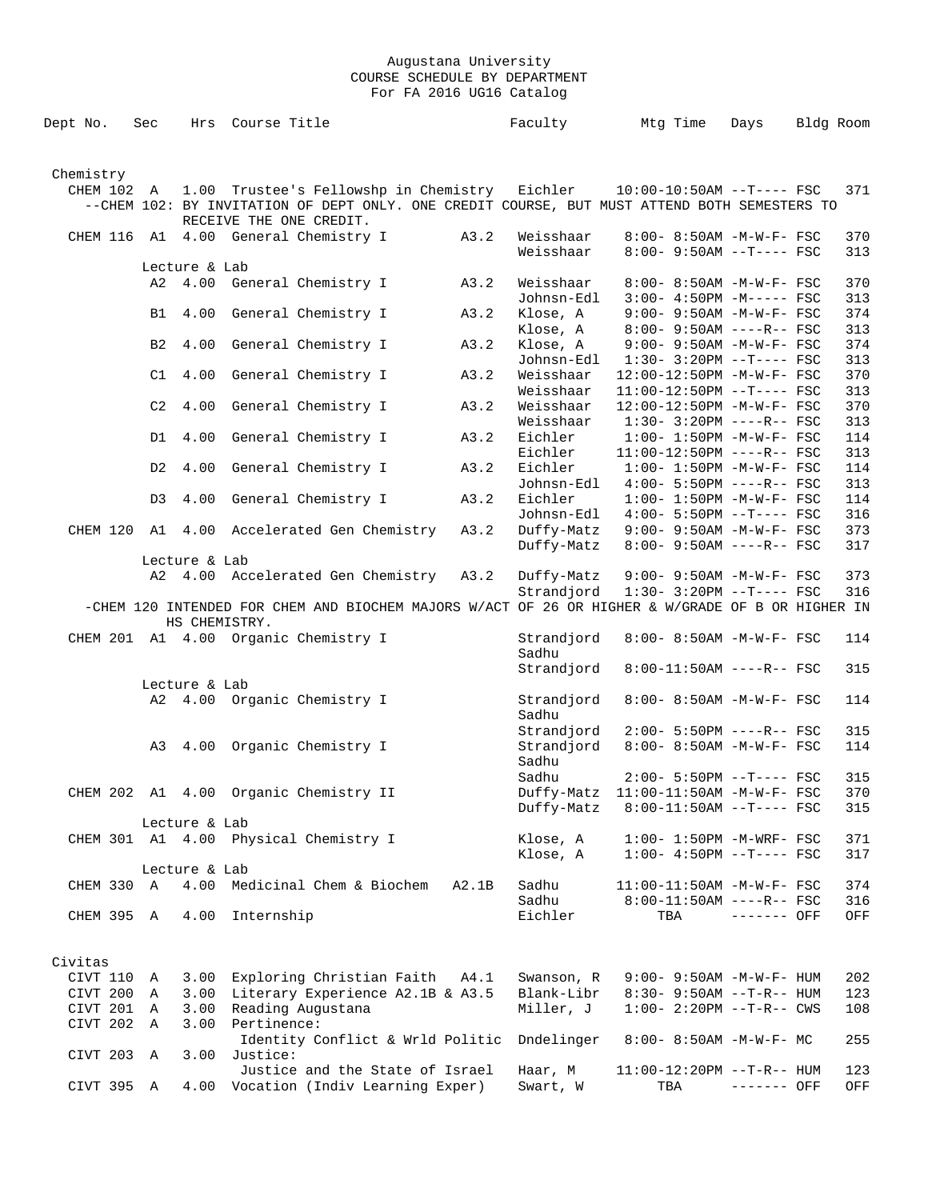Augustana University
COURSE SCHEDULE BY DEPARTMENT
For FA 2016 UG16 Catalog

| Dept No. | Sec | Hrs | Course Title | | Faculty | Mtg Time | Days | Bldg | Room |
|---|---|---|---|---|---|---|---|---|---|
| **Chemistry** | | | | | | | | | |
| CHEM 102 | A | 1.00 | Trustee's Fellowshp in Chemistry | | Eichler | 10:00-10:50AM | --T---- | FSC | 371 |
| --CHEM 102: BY INVITATION OF DEPT ONLY. ONE CREDIT COURSE, BUT MUST ATTEND BOTH SEMESTERS TO RECEIVE THE ONE CREDIT. | | | | | | | | | |
| CHEM 116 | A1 | 4.00 | General Chemistry I | A3.2 | Weisshaar | 8:00- 8:50AM | -M-W-F- | FSC | 370 |
| | | | | | Weisshaar | 8:00- 9:50AM | --T---- | FSC | 313 |
| | Lecture & Lab | | | | | | | | |
| | A2 | 4.00 | General Chemistry I | A3.2 | Weisshaar | 8:00- 8:50AM | -M-W-F- | FSC | 370 |
| | | | | | Johnsn-Edl | 3:00- 4:50PM | -M----- | FSC | 313 |
| | B1 | 4.00 | General Chemistry I | A3.2 | Klose, A | 9:00- 9:50AM | -M-W-F- | FSC | 374 |
| | | | | | Klose, A | 8:00- 9:50AM | ----R-- | FSC | 313 |
| | B2 | 4.00 | General Chemistry I | A3.2 | Klose, A | 9:00- 9:50AM | -M-W-F- | FSC | 374 |
| | | | | | Johnsn-Edl | 1:30- 3:20PM | --T---- | FSC | 313 |
| | C1 | 4.00 | General Chemistry I | A3.2 | Weisshaar | 12:00-12:50PM | -M-W-F- | FSC | 370 |
| | | | | | Weisshaar | 11:00-12:50PM | --T---- | FSC | 313 |
| | C2 | 4.00 | General Chemistry I | A3.2 | Weisshaar | 12:00-12:50PM | -M-W-F- | FSC | 370 |
| | | | | | Weisshaar | 1:30- 3:20PM | ----R-- | FSC | 313 |
| | D1 | 4.00 | General Chemistry I | A3.2 | Eichler | 1:00- 1:50PM | -M-W-F- | FSC | 114 |
| | | | | | Eichler | 11:00-12:50PM | ----R-- | FSC | 313 |
| | D2 | 4.00 | General Chemistry I | A3.2 | Eichler | 1:00- 1:50PM | -M-W-F- | FSC | 114 |
| | | | | | Johnsn-Edl | 4:00- 5:50PM | ----R-- | FSC | 313 |
| | D3 | 4.00 | General Chemistry I | A3.2 | Eichler | 1:00- 1:50PM | -M-W-F- | FSC | 114 |
| | | | | | Johnsn-Edl | 4:00- 5:50PM | --T---- | FSC | 316 |
| CHEM 120 | A1 | 4.00 | Accelerated Gen Chemistry | A3.2 | Duffy-Matz | 9:00- 9:50AM | -M-W-F- | FSC | 373 |
| | | | | | Duffy-Matz | 8:00- 9:50AM | ----R-- | FSC | 317 |
| | Lecture & Lab | | | | | | | | |
| | A2 | 4.00 | Accelerated Gen Chemistry | A3.2 | Duffy-Matz | 9:00- 9:50AM | -M-W-F- | FSC | 373 |
| | | | | | Strandjord | 1:30- 3:20PM | --T---- | FSC | 316 |
| -CHEM 120 INTENDED FOR CHEM AND BIOCHEM MAJORS W/ACT OF 26 OR HIGHER & W/GRADE OF B OR HIGHER IN HS CHEMISTRY. | | | | | | | | | |
| CHEM 201 | A1 | 4.00 | Organic Chemistry I | | Strandjord | 8:00- 8:50AM | -M-W-F- | FSC | 114 |
| | | | | | Sadhu | | | | |
| | | | | | Strandjord | 8:00-11:50AM | ----R-- | FSC | 315 |
| | Lecture & Lab | | | | | | | | |
| | A2 | 4.00 | Organic Chemistry I | | Strandjord | 8:00- 8:50AM | -M-W-F- | FSC | 114 |
| | | | | | Sadhu | | | | |
| | | | | | Strandjord | 2:00- 5:50PM | ----R-- | FSC | 315 |
| | A3 | 4.00 | Organic Chemistry I | | Strandjord | 8:00- 8:50AM | -M-W-F- | FSC | 114 |
| | | | | | Sadhu | | | | |
| | | | | | Sadhu | 2:00- 5:50PM | --T---- | FSC | 315 |
| CHEM 202 | A1 | 4.00 | Organic Chemistry II | | Duffy-Matz | 11:00-11:50AM | -M-W-F- | FSC | 370 |
| | | | | | Duffy-Matz | 8:00-11:50AM | --T---- | FSC | 315 |
| | Lecture & Lab | | | | | | | | |
| CHEM 301 | A1 | 4.00 | Physical Chemistry I | | Klose, A | 1:00- 1:50PM | -M-WRF- | FSC | 371 |
| | | | | | Klose, A | 1:00- 4:50PM | --T---- | FSC | 317 |
| | Lecture & Lab | | | | | | | | |
| CHEM 330 | A | 4.00 | Medicinal Chem & Biochem | A2.1B | Sadhu | 11:00-11:50AM | -M-W-F- | FSC | 374 |
| | | | | | Sadhu | 8:00-11:50AM | ----R-- | FSC | 316 |
| CHEM 395 | A | 4.00 | Internship | | Eichler | TBA | ------- | OFF | OFF |
| **Civitas** | | | | | | | | | |
| CIVT 110 | A | 3.00 | Exploring Christian Faith | A4.1 | Swanson, R | 9:00- 9:50AM | -M-W-F- | HUM | 202 |
| CIVT 200 | A | 3.00 | Literary Experience A2.1B & A3.5 | | Blank-Libr | 8:30- 9:50AM | --T-R-- | HUM | 123 |
| CIVT 201 | A | 3.00 | Reading Augustana | | Miller, J | 1:00- 2:20PM | --T-R-- | CWS | 108 |
| CIVT 202 | A | 3.00 | Pertinence: Identity Conflict & Wrld Politic | | Dndelinger | 8:00- 8:50AM | -M-W-F- | MC | 255 |
| CIVT 203 | A | 3.00 | Justice: Justice and the State of Israel | | Haar, M | 11:00-12:20PM | --T-R-- | HUM | 123 |
| CIVT 395 | A | 4.00 | Vocation (Indiv Learning Exper) | | Swart, W | TBA | ------- | OFF | OFF |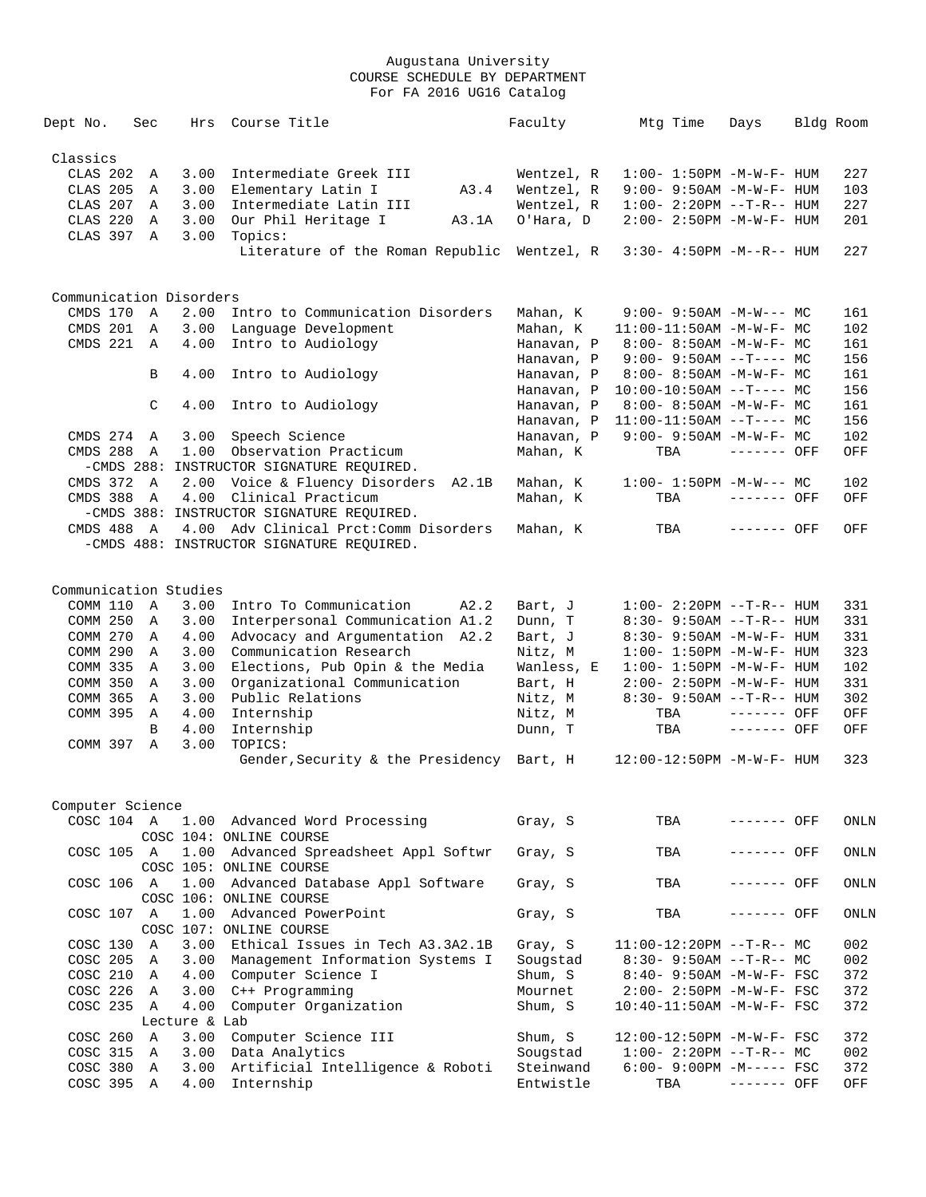Augustana University
COURSE SCHEDULE BY DEPARTMENT
For FA 2016 UG16 Catalog

| Dept No. | Sec | Hrs | Course Title | Faculty | Mtg Time | Days | Bldg | Room |
|---|---|---|---|---|---|---|---|---|
| **Classics** | | | | | | | | |
| CLAS 202 | A | 3.00 | Intermediate Greek III | Wentzel, R | 1:00- 1:50PM | -M-W-F- | HUM | 227 |
| CLAS 205 | A | 3.00 | Elementary Latin I A3.4 | Wentzel, R | 9:00- 9:50AM | -M-W-F- | HUM | 103 |
| CLAS 207 | A | 3.00 | Intermediate Latin III | Wentzel, R | 1:00- 2:20PM | --T-R-- | HUM | 227 |
| CLAS 220 | A | 3.00 | Our Phil Heritage I A3.1A | O'Hara, D | 2:00- 2:50PM | -M-W-F- | HUM | 201 |
| CLAS 397 | A | 3.00 | Topics: | | | | | |
| | | | Literature of the Roman Republic | Wentzel, R | 3:30- 4:50PM | -M--R-- | HUM | 227 |
| **Communication Disorders** | | | | | | | | |
| CMDS 170 | A | 2.00 | Intro to Communication Disorders | Mahan, K | 9:00- 9:50AM | -M-W--- | MC | 161 |
| CMDS 201 | A | 3.00 | Language Development | Mahan, K | 11:00-11:50AM | -M-W-F- | MC | 102 |
| CMDS 221 | A | 4.00 | Intro to Audiology | Hanavan, P | 8:00- 8:50AM | -M-W-F- | MC | 161 |
| | | | | Hanavan, P | 9:00- 9:50AM | --T---- | MC | 156 |
| | B | 4.00 | Intro to Audiology | Hanavan, P | 8:00- 8:50AM | -M-W-F- | MC | 161 |
| | | | | Hanavan, P | 10:00-10:50AM | --T---- | MC | 156 |
| | C | 4.00 | Intro to Audiology | Hanavan, P | 8:00- 8:50AM | -M-W-F- | MC | 161 |
| | | | | Hanavan, P | 11:00-11:50AM | --T---- | MC | 156 |
| CMDS 274 | A | 3.00 | Speech Science | Hanavan, P | 9:00- 9:50AM | -M-W-F- | MC | 102 |
| CMDS 288 | A | 1.00 | Observation Practicum | Mahan, K | TBA | ------- | OFF | OFF |
| | | | -CMDS 288: INSTRUCTOR SIGNATURE REQUIRED. | | | | | |
| CMDS 372 | A | 2.00 | Voice & Fluency Disorders A2.1B | Mahan, K | 1:00- 1:50PM | -M-W--- | MC | 102 |
| CMDS 388 | A | 4.00 | Clinical Practicum | Mahan, K | TBA | ------- | OFF | OFF |
| | | | -CMDS 388: INSTRUCTOR SIGNATURE REQUIRED. | | | | | |
| CMDS 488 | A | 4.00 | Adv Clinical Prct:Comm Disorders | Mahan, K | TBA | ------- | OFF | OFF |
| | | | -CMDS 488: INSTRUCTOR SIGNATURE REQUIRED. | | | | | |
| **Communication Studies** | | | | | | | | |
| COMM 110 | A | 3.00 | Intro To Communication A2.2 | Bart, J | 1:00- 2:20PM | --T-R-- | HUM | 331 |
| COMM 250 | A | 3.00 | Interpersonal Communication A1.2 | Dunn, T | 8:30- 9:50AM | --T-R-- | HUM | 331 |
| COMM 270 | A | 4.00 | Advocacy and Argumentation A2.2 | Bart, J | 8:30- 9:50AM | -M-W-F- | HUM | 331 |
| COMM 290 | A | 3.00 | Communication Research | Nitz, M | 1:00- 1:50PM | -M-W-F- | HUM | 323 |
| COMM 335 | A | 3.00 | Elections, Pub Opin & the Media | Wanless, E | 1:00- 1:50PM | -M-W-F- | HUM | 102 |
| COMM 350 | A | 3.00 | Organizational Communication | Bart, H | 2:00- 2:50PM | -M-W-F- | HUM | 331 |
| COMM 365 | A | 3.00 | Public Relations | Nitz, M | 8:30- 9:50AM | --T-R-- | HUM | 302 |
| COMM 395 | A | 4.00 | Internship | Nitz, M | TBA | ------- | OFF | OFF |
| | B | 4.00 | Internship | Dunn, T | TBA | ------- | OFF | OFF |
| COMM 397 | A | 3.00 | TOPICS: | | | | | |
| | | | Gender,Security & the Presidency | Bart, H | 12:00-12:50PM | -M-W-F- | HUM | 323 |
| **Computer Science** | | | | | | | | |
| COSC 104 | A | 1.00 | Advanced Word Processing | Gray, S | TBA | ------- | OFF | ONLN |
| | | | COSC 104: ONLINE COURSE | | | | | |
| COSC 105 | A | 1.00 | Advanced Spreadsheet Appl Softwr | Gray, S | TBA | ------- | OFF | ONLN |
| | | | COSC 105: ONLINE COURSE | | | | | |
| COSC 106 | A | 1.00 | Advanced Database Appl Software | Gray, S | TBA | ------- | OFF | ONLN |
| | | | COSC 106: ONLINE COURSE | | | | | |
| COSC 107 | A | 1.00 | Advanced PowerPoint | Gray, S | TBA | ------- | OFF | ONLN |
| | | | COSC 107: ONLINE COURSE | | | | | |
| COSC 130 | A | 3.00 | Ethical Issues in Tech A3.3A2.1B | Gray, S | 11:00-12:20PM | --T-R-- | MC | 002 |
| COSC 205 | A | 3.00 | Management Information Systems I | Sougstad | 8:30- 9:50AM | --T-R-- | MC | 002 |
| COSC 210 | A | 4.00 | Computer Science I | Shum, S | 8:40- 9:50AM | -M-W-F- | FSC | 372 |
| COSC 226 | A | 3.00 | C++ Programming | Mournet | 2:00- 2:50PM | -M-W-F- | FSC | 372 |
| COSC 235 | A | 4.00 | Computer Organization | Shum, S | 10:40-11:50AM | -M-W-F- | FSC | 372 |
| | | | Lecture & Lab | | | | | |
| COSC 260 | A | 3.00 | Computer Science III | Shum, S | 12:00-12:50PM | -M-W-F- | FSC | 372 |
| COSC 315 | A | 3.00 | Data Analytics | Sougstad | 1:00- 2:20PM | --T-R-- | MC | 002 |
| COSC 380 | A | 3.00 | Artificial Intelligence & Roboti | Steinwand | 6:00- 9:00PM | -M----- | FSC | 372 |
| COSC 395 | A | 4.00 | Internship | Entwistle | TBA | ------- | OFF | OFF |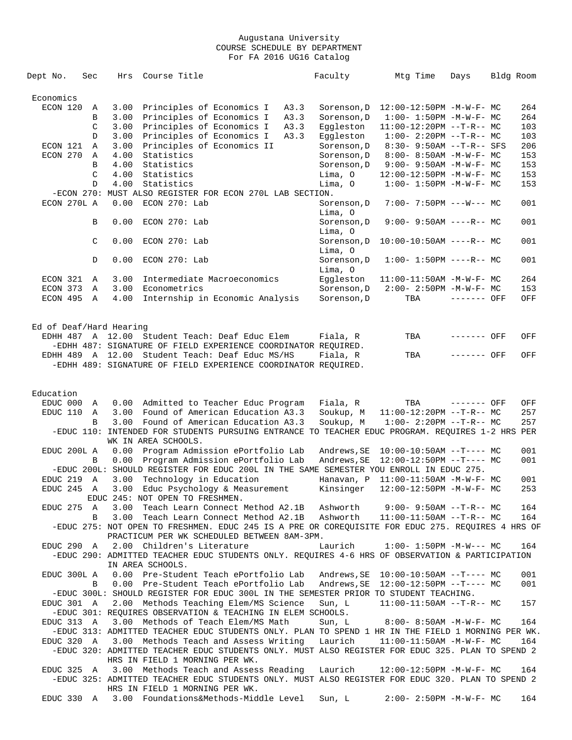Augustana University
COURSE SCHEDULE BY DEPARTMENT
For FA 2016 UG16 Catalog

| Dept No. | Sec | Hrs | Course Title | Faculty | Mtg Time | Days | Bldg | Room |
|---|---|---|---|---|---|---|---|---|
| **Economics** | | | | | | | | |
| ECON 120 | A | 3.00 | Principles of Economics I A3.3 | Sorenson,D | 12:00-12:50PM | -M-W-F- | MC | 264 |
| | B | 3.00 | Principles of Economics I A3.3 | Sorenson,D | 1:00- 1:50PM | -M-W-F- | MC | 264 |
| | C | 3.00 | Principles of Economics I A3.3 | Eggleston | 11:00-12:20PM | --T-R-- | MC | 103 |
| | D | 3.00 | Principles of Economics I A3.3 | Eggleston | 1:00- 2:20PM | --T-R-- | MC | 103 |
| ECON 121 | A | 3.00 | Principles of Economics II | Sorenson,D | 8:30- 9:50AM | --T-R-- | SFS | 206 |
| ECON 270 | A | 4.00 | Statistics | Sorenson,D | 8:00- 8:50AM | -M-W-F- | MC | 153 |
| | B | 4.00 | Statistics | Sorenson,D | 9:00- 9:50AM | -M-W-F- | MC | 153 |
| | C | 4.00 | Statistics | Lima, O | 12:00-12:50PM | -M-W-F- | MC | 153 |
| | D | 4.00 | Statistics | Lima, O | 1:00- 1:50PM | -M-W-F- | MC | 153 |
| -ECON 270: MUST ALSO REGISTER FOR ECON 270L LAB SECTION. | | | | | | | | |
| ECON 270L | A | 0.00 | ECON 270: Lab | Sorenson,D Lima, O | 7:00- 7:50PM | ---W--- | MC | 001 |
| | B | 0.00 | ECON 270: Lab | Sorenson,D Lima, O | 9:00- 9:50AM | ----R-- | MC | 001 |
| | C | 0.00 | ECON 270: Lab | Sorenson,D Lima, O | 10:00-10:50AM | ----R-- | MC | 001 |
| | D | 0.00 | ECON 270: Lab | Sorenson,D Lima, O | 1:00- 1:50PM | ----R-- | MC | 001 |
| ECON 321 | A | 3.00 | Intermediate Macroeconomics | Eggleston | 11:00-11:50AM | -M-W-F- | MC | 264 |
| ECON 373 | A | 3.00 | Econometrics | Sorenson,D | 2:00- 2:50PM | -M-W-F- | MC | 153 |
| ECON 495 | A | 4.00 | Internship in Economic Analysis | Sorenson,D | TBA | ------- | OFF | OFF |
| **Ed of Deaf/Hard Hearing** | | | | | | | | |
| EDHH 487 | A | 12.00 | Student Teach: Deaf Educ Elem | Fiala, R | TBA | ------- | OFF | OFF |
| -EDHH 487: SIGNATURE OF FIELD EXPERIENCE COORDINATOR REQUIRED. | | | | | | | | |
| EDHH 489 | A | 12.00 | Student Teach: Deaf Educ MS/HS | Fiala, R | TBA | ------- | OFF | OFF |
| -EDHH 489: SIGNATURE OF FIELD EXPERIENCE COORDINATOR REQUIRED. | | | | | | | | |
| **Education** | | | | | | | | |
| EDUC 000 | A | 0.00 | Admitted to Teacher Educ Program | Fiala, R | TBA | ------- | OFF | OFF |
| EDUC 110 | A | 3.00 | Found of American Education A3.3 | Soukup, M | 11:00-12:20PM | --T-R-- | MC | 257 |
| | B | 3.00 | Found of American Education A3.3 | Soukup, M | 1:00- 2:20PM | --T-R-- | MC | 257 |
| -EDUC 110: INTENDED FOR STUDENTS PURSUING ENTRANCE TO TEACHER EDUC PROGRAM. REQUIRES 1-2 HRS PER WK IN AREA SCHOOLS. | | | | | | | | |
| EDUC 200L | A | 0.00 | Program Admission ePortfolio Lab | Andrews,SE | 10:00-10:50AM | --T---- | MC | 001 |
| | B | 0.00 | Program Admission ePortfolio Lab | Andrews,SE | 12:00-12:50PM | --T---- | MC | 001 |
| -EDUC 200L: SHOULD REGISTER FOR EDUC 200L IN THE SAME SEMESTER YOU ENROLL IN EDUC 275. | | | | | | | | |
| EDUC 219 | A | 3.00 | Technology in Education | Hanavan, P | 11:00-11:50AM | -M-W-F- | MC | 001 |
| EDUC 245 | A | 3.00 | Educ Psychology & Measurement | Kinsinger | 12:00-12:50PM | -M-W-F- | MC | 253 |
| EDUC 245: NOT OPEN TO FRESHMEN. | | | | | | | | |
| EDUC 275 | A | 3.00 | Teach Learn Connect Method A2.1B | Ashworth | 9:00- 9:50AM | --T-R-- | MC | 164 |
| | B | 3.00 | Teach Learn Connect Method A2.1B | Ashworth | 11:00-11:50AM | --T-R-- | MC | 164 |
| -EDUC 275: NOT OPEN TO FRESHMEN. EDUC 245 IS A PRE OR COREQUISITE FOR EDUC 275. REQUIRES 4 HRS OF PRACTICUM PER WK SCHEDULED BETWEEN 8AM-3PM. | | | | | | | | |
| EDUC 290 | A | 2.00 | Children's Literature | Laurich | 1:00- 1:50PM | -M-W--- | MC | 164 |
| -EDUC 290: ADMITTED TEACHER EDUC STUDENTS ONLY. REQUIRES 4-6 HRS OF OBSERVATION & PARTICIPATION IN AREA SCHOOLS. | | | | | | | | |
| EDUC 300L | A | 0.00 | Pre-Student Teach ePortfolio Lab | Andrews,SE | 10:00-10:50AM | --T---- | MC | 001 |
| | B | 0.00 | Pre-Student Teach ePortfolio Lab | Andrews,SE | 12:00-12:50PM | --T---- | MC | 001 |
| -EDUC 300L: SHOULD REGISTER FOR EDUC 300L IN THE SEMESTER PRIOR TO STUDENT TEACHING. | | | | | | | | |
| EDUC 301 | A | 2.00 | Methods Teaching Elem/MS Science | Sun, L | 11:00-11:50AM | --T-R-- | MC | 157 |
| -EDUC 301: REQUIRES OBSERVATION & TEACHING IN ELEM SCHOOLS. | | | | | | | | |
| EDUC 313 | A | 3.00 | Methods of Teach Elem/MS Math | Sun, L | 8:00- 8:50AM | -M-W-F- | MC | 164 |
| -EDUC 313: ADMITTED TEACHER EDUC STUDENTS ONLY. PLAN TO SPEND 1 HR IN THE FIELD 1 MORNING PER WK. | | | | | | | | |
| EDUC 320 | A | 3.00 | Methods Teach and Assess Writing | Laurich | 11:00-11:50AM | -M-W-F- | MC | 164 |
| -EDUC 320: ADMITTED TEACHER EDUC STUDENTS ONLY. MUST ALSO REGISTER FOR EDUC 325. PLAN TO SPEND 2 HRS IN FIELD 1 MORNING PER WK. | | | | | | | | |
| EDUC 325 | A | 3.00 | Methods Teach and Assess Reading | Laurich | 12:00-12:50PM | -M-W-F- | MC | 164 |
| -EDUC 325: ADMITTED TEACHER EDUC STUDENTS ONLY. MUST ALSO REGISTER FOR EDUC 320. PLAN TO SPEND 2 HRS IN FIELD 1 MORNING PER WK. | | | | | | | | |
| EDUC 330 | A | 3.00 | Foundations&Methods-Middle Level | Sun, L | 2:00- 2:50PM | -M-W-F- | MC | 164 |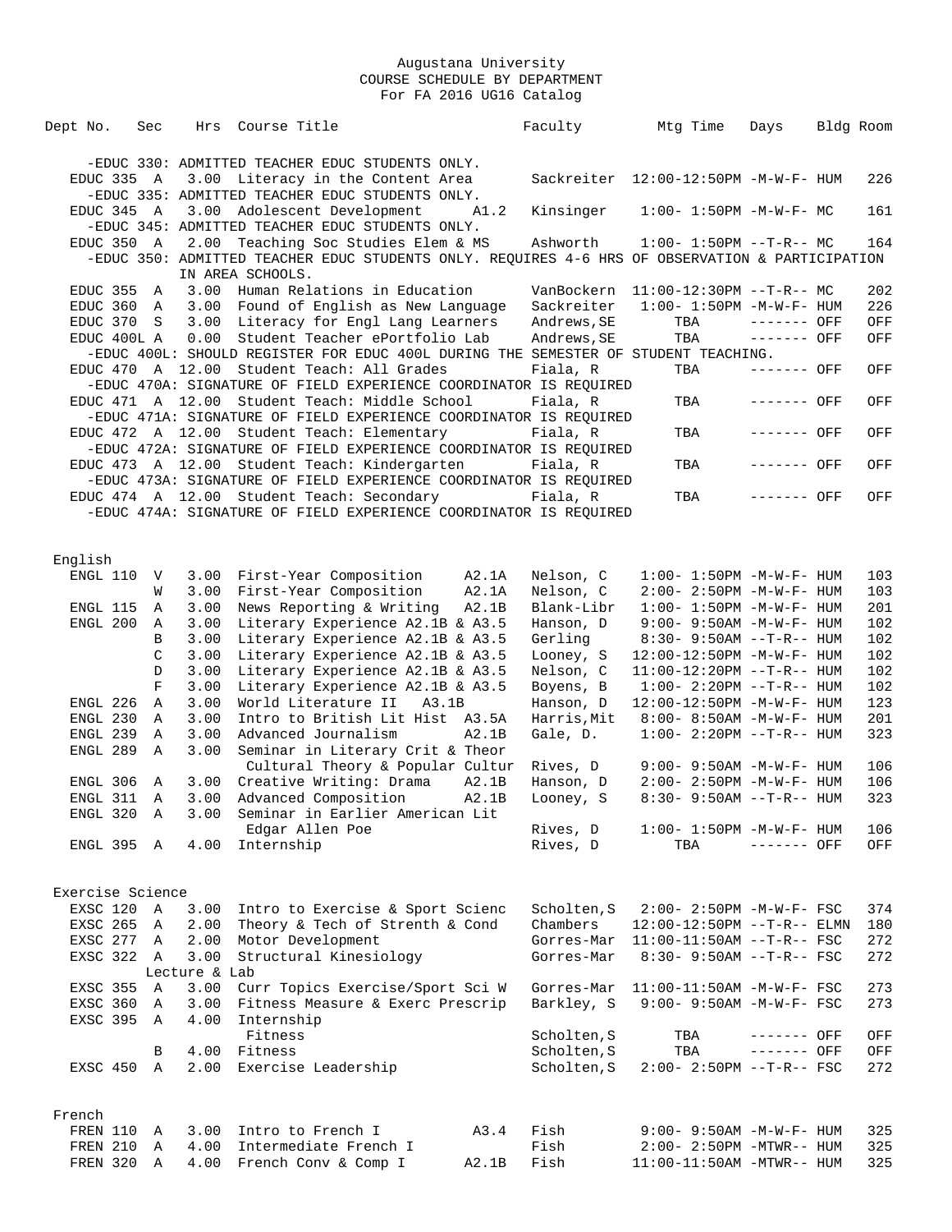Augustana University
COURSE SCHEDULE BY DEPARTMENT
For FA 2016 UG16 Catalog

| Dept No. | Sec | Hrs | Course Title | Faculty | Mtg Time | Days | Bldg | Room |
|---|---|---|---|---|---|---|---|---|
| -EDUC 330: ADMITTED TEACHER EDUC STUDENTS ONLY. | | | | | | | | |
| EDUC 335 | A | 3.00 | Literacy in the Content Area | Sackreiter | 12:00-12:50PM | -M-W-F- | HUM | 226 |
| -EDUC 335: ADMITTED TEACHER EDUC STUDENTS ONLY. | | | | | | | | |
| EDUC 345 | A | 3.00 | Adolescent Development A1.2 | Kinsinger | 1:00- 1:50PM | -M-W-F- | MC | 161 |
| -EDUC 345: ADMITTED TEACHER EDUC STUDENTS ONLY. | | | | | | | | |
| EDUC 350 | A | 2.00 | Teaching Soc Studies Elem & MS | Ashworth | 1:00- 1:50PM | --T-R-- | MC | 164 |
| -EDUC 350: ADMITTED TEACHER EDUC STUDENTS ONLY. REQUIRES 4-6 HRS OF OBSERVATION & PARTICIPATION IN AREA SCHOOLS. | | | | | | | | |
| EDUC 355 | A | 3.00 | Human Relations in Education | VanBockern | 11:00-12:30PM | --T-R-- | MC | 202 |
| EDUC 360 | A | 3.00 | Found of English as New Language | Sackreiter | 1:00- 1:50PM | -M-W-F- | HUM | 226 |
| EDUC 370 | S | 3.00 | Literacy for Engl Lang Learners | Andrews,SE | TBA | ------- | OFF | OFF |
| EDUC 400L | A | 0.00 | Student Teacher ePortfolio Lab | Andrews,SE | TBA | ------- | OFF | OFF |
| -EDUC 400L: SHOULD REGISTER FOR EDUC 400L DURING THE SEMESTER OF STUDENT TEACHING. | | | | | | | | |
| EDUC 470 | A | 12.00 | Student Teach: All Grades | Fiala, R | TBA | ------- | OFF | OFF |
| -EDUC 470A: SIGNATURE OF FIELD EXPERIENCE COORDINATOR IS REQUIRED | | | | | | | | |
| EDUC 471 | A | 12.00 | Student Teach: Middle School | Fiala, R | TBA | ------- | OFF | OFF |
| -EDUC 471A: SIGNATURE OF FIELD EXPERIENCE COORDINATOR IS REQUIRED | | | | | | | | |
| EDUC 472 | A | 12.00 | Student Teach: Elementary | Fiala, R | TBA | ------- | OFF | OFF |
| -EDUC 472A: SIGNATURE OF FIELD EXPERIENCE COORDINATOR IS REQUIRED | | | | | | | | |
| EDUC 473 | A | 12.00 | Student Teach: Kindergarten | Fiala, R | TBA | ------- | OFF | OFF |
| -EDUC 473A: SIGNATURE OF FIELD EXPERIENCE COORDINATOR IS REQUIRED | | | | | | | | |
| EDUC 474 | A | 12.00 | Student Teach: Secondary | Fiala, R | TBA | ------- | OFF | OFF |
| -EDUC 474A: SIGNATURE OF FIELD EXPERIENCE COORDINATOR IS REQUIRED | | | | | | | | |
| **English** | | | | | | | | |
| ENGL 110 | V | 3.00 | First-Year Composition A2.1A | Nelson, C | 1:00- 1:50PM | -M-W-F- | HUM | 103 |
| | W | 3.00 | First-Year Composition A2.1A | Nelson, C | 2:00- 2:50PM | -M-W-F- | HUM | 103 |
| ENGL 115 | A | 3.00 | News Reporting & Writing A2.1B | Blank-Libr | 1:00- 1:50PM | -M-W-F- | HUM | 201 |
| ENGL 200 | A | 3.00 | Literary Experience A2.1B & A3.5 | Hanson, D | 9:00- 9:50AM | -M-W-F- | HUM | 102 |
| | B | 3.00 | Literary Experience A2.1B & A3.5 | Gerling | 8:30- 9:50AM | --T-R-- | HUM | 102 |
| | C | 3.00 | Literary Experience A2.1B & A3.5 | Looney, S | 12:00-12:50PM | -M-W-F- | HUM | 102 |
| | D | 3.00 | Literary Experience A2.1B & A3.5 | Nelson, C | 11:00-12:20PM | --T-R-- | HUM | 102 |
| | F | 3.00 | Literary Experience A2.1B & A3.5 | Boyens, B | 1:00- 2:20PM | --T-R-- | HUM | 102 |
| ENGL 226 | A | 3.00 | World Literature II A3.1B | Hanson, D | 12:00-12:50PM | -M-W-F- | HUM | 123 |
| ENGL 230 | A | 3.00 | Intro to British Lit Hist A3.5A | Harris,Mit | 8:00- 8:50AM | -M-W-F- | HUM | 201 |
| ENGL 239 | A | 3.00 | Advanced Journalism A2.1B | Gale, D. | 1:00- 2:20PM | --T-R-- | HUM | 323 |
| ENGL 289 | A | 3.00 | Seminar in Literary Crit & Theor | | | | | |
| | | | Cultural Theory & Popular Cultur | Rives, D | 9:00- 9:50AM | -M-W-F- | HUM | 106 |
| ENGL 306 | A | 3.00 | Creative Writing: Drama A2.1B | Hanson, D | 2:00- 2:50PM | -M-W-F- | HUM | 106 |
| ENGL 311 | A | 3.00 | Advanced Composition A2.1B | Looney, S | 8:30- 9:50AM | --T-R-- | HUM | 323 |
| ENGL 320 | A | 3.00 | Seminar in Earlier American Lit | | | | | |
| | | | Edgar Allen Poe | Rives, D | 1:00- 1:50PM | -M-W-F- | HUM | 106 |
| ENGL 395 | A | 4.00 | Internship | Rives, D | TBA | ------- | OFF | OFF |
| **Exercise Science** | | | | | | | | |
| EXSC 120 | A | 3.00 | Intro to Exercise & Sport Scienc | Scholten,S | 2:00- 2:50PM | -M-W-F- | FSC | 374 |
| EXSC 265 | A | 2.00 | Theory & Tech of Strenth & Cond | Chambers | 12:00-12:50PM | --T-R-- | ELMN | 180 |
| EXSC 277 | A | 2.00 | Motor Development | Gorres-Mar | 11:00-11:50AM | --T-R-- | FSC | 272 |
| EXSC 322 | A | 3.00 | Structural Kinesiology | Gorres-Mar | 8:30- 9:50AM | --T-R-- | FSC | 272 |
| | Lecture & Lab | | | | | | | |
| EXSC 355 | A | 3.00 | Curr Topics Exercise/Sport Sci W | Gorres-Mar | 11:00-11:50AM | -M-W-F- | FSC | 273 |
| EXSC 360 | A | 3.00 | Fitness Measure & Exerc Prescrip | Barkley, S | 9:00- 9:50AM | -M-W-F- | FSC | 273 |
| EXSC 395 | A | 4.00 | Internship | | | | | |
| | | | Fitness | Scholten,S | TBA | ------- | OFF | OFF |
| | B | 4.00 | Fitness | Scholten,S | TBA | ------- | OFF | OFF |
| EXSC 450 | A | 2.00 | Exercise Leadership | Scholten,S | 2:00- 2:50PM | --T-R-- | FSC | 272 |
| **French** | | | | | | | | |
| FREN 110 | A | 3.00 | Intro to French I A3.4 | Fish | 9:00- 9:50AM | -M-W-F- | HUM | 325 |
| FREN 210 | A | 4.00 | Intermediate French I | Fish | 2:00- 2:50PM | -MTWR-- | HUM | 325 |
| FREN 320 | A | 4.00 | French Conv & Comp I A2.1B | Fish | 11:00-11:50AM | -MTWR-- | HUM | 325 |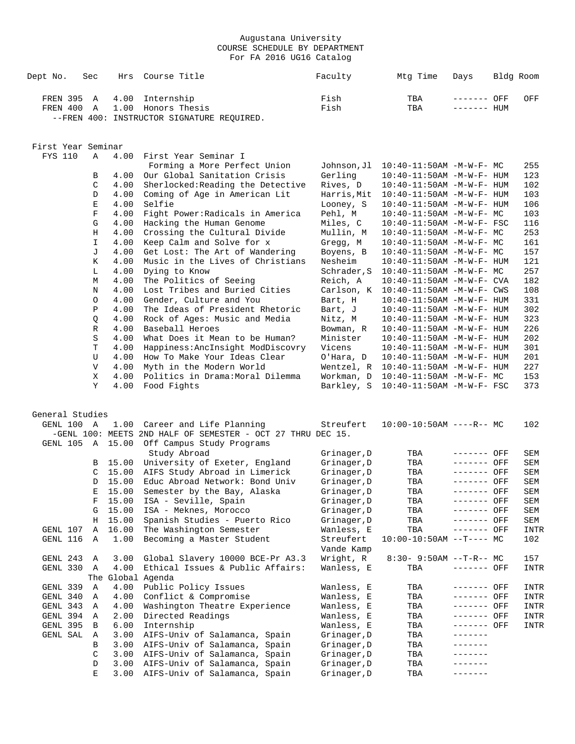Augustana University
COURSE SCHEDULE BY DEPARTMENT
For FA 2016 UG16 Catalog

| Dept No. | Sec | Hrs | Course Title | Faculty | Mtg Time | Days | Bldg | Room |
|---|---|---|---|---|---|---|---|---|
| FREN 395 | A | 4.00 | Internship | Fish | TBA | ------- | OFF | OFF |
| FREN 400 | A | 1.00 | Honors Thesis | Fish | TBA | ------- | HUM | |
| --FREN 400: INSTRUCTOR SIGNATURE REQUIRED. | | | | | | | | |

**First Year Seminar**

| Dept No. | Sec | Hrs | Course Title | Faculty | Mtg Time | Days | Bldg | Room |
|---|---|---|---|---|---|---|---|---|
| FYS 110 | A | 4.00 | First Year Seminar I | | | | | |
| | | | Forming a More Perfect Union | Johnson,Jl | 10:40-11:50AM | -M-W-F- | MC | 255 |
| | B | 4.00 | Our Global Sanitation Crisis | Gerling | 10:40-11:50AM | -M-W-F- | HUM | 123 |
| | C | 4.00 | Sherlocked:Reading the Detective | Rives, D | 10:40-11:50AM | -M-W-F- | HUM | 102 |
| | D | 4.00 | Coming of Age in American Lit | Harris,Mit | 10:40-11:50AM | -M-W-F- | HUM | 103 |
| | E | 4.00 | Selfie | Looney, S | 10:40-11:50AM | -M-W-F- | HUM | 106 |
| | F | 4.00 | Fight Power:Radicals in America | Pehl, M | 10:40-11:50AM | -M-W-F- | MC | 103 |
| | G | 4.00 | Hacking the Human Genome | Miles, C | 10:40-11:50AM | -M-W-F- | FSC | 116 |
| | H | 4.00 | Crossing the Cultural Divide | Mullin, M | 10:40-11:50AM | -M-W-F- | MC | 253 |
| | I | 4.00 | Keep Calm and Solve for x | Gregg, M | 10:40-11:50AM | -M-W-F- | MC | 161 |
| | J | 4.00 | Get Lost: The Art of Wandering | Boyens, B | 10:40-11:50AM | -M-W-F- | MC | 157 |
| | K | 4.00 | Music in the Lives of Christians | Nesheim | 10:40-11:50AM | -M-W-F- | HUM | 121 |
| | L | 4.00 | Dying to Know | Schrader,S | 10:40-11:50AM | -M-W-F- | MC | 257 |
| | M | 4.00 | The Politics of Seeing | Reich, A | 10:40-11:50AM | -M-W-F- | CVA | 182 |
| | N | 4.00 | Lost Tribes and Buried Cities | Carlson, K | 10:40-11:50AM | -M-W-F- | CWS | 108 |
| | O | 4.00 | Gender, Culture and You | Bart, H | 10:40-11:50AM | -M-W-F- | HUM | 331 |
| | P | 4.00 | The Ideas of President Rhetoric | Bart, J | 10:40-11:50AM | -M-W-F- | HUM | 302 |
| | Q | 4.00 | Rock of Ages: Music and Media | Nitz, M | 10:40-11:50AM | -M-W-F- | HUM | 323 |
| | R | 4.00 | Baseball Heroes | Bowman, R | 10:40-11:50AM | -M-W-F- | HUM | 226 |
| | S | 4.00 | What Does it Mean to be Human? | Minister | 10:40-11:50AM | -M-W-F- | HUM | 202 |
| | T | 4.00 | Happiness:AncInsight ModDiscovry | Vicens | 10:40-11:50AM | -M-W-F- | HUM | 301 |
| | U | 4.00 | How To Make Your Ideas Clear | O'Hara, D | 10:40-11:50AM | -M-W-F- | HUM | 201 |
| | V | 4.00 | Myth in the Modern World | Wentzel, R | 10:40-11:50AM | -M-W-F- | HUM | 227 |
| | X | 4.00 | Politics in Drama:Moral Dilemma | Workman, D | 10:40-11:50AM | -M-W-F- | MC | 153 |
| | Y | 4.00 | Food Fights | Barkley, S | 10:40-11:50AM | -M-W-F- | FSC | 373 |

**General Studies**

| Dept No. | Sec | Hrs | Course Title | Faculty | Mtg Time | Days | Bldg | Room |
|---|---|---|---|---|---|---|---|---|
| GENL 100 | A | 1.00 | Career and Life Planning | Streufert | 10:00-10:50AM | ----R-- | MC | 102 |
| -GENL 100: MEETS 2ND HALF OF SEMESTER - OCT 27 THRU DEC 15. | | | | | | | | |
| GENL 105 | A | 15.00 | Off Campus Study Programs | | | | | |
| | | | Study Abroad | Grinager,D | TBA | ------- | OFF | SEM |
| | B | 15.00 | University of Exeter, England | Grinager,D | TBA | ------- | OFF | SEM |
| | C | 15.00 | AIFS Study Abroad in Limerick | Grinager,D | TBA | ------- | OFF | SEM |
| | D | 15.00 | Educ Abroad Network: Bond Univ | Grinager,D | TBA | ------- | OFF | SEM |
| | E | 15.00 | Semester by the Bay, Alaska | Grinager,D | TBA | ------- | OFF | SEM |
| | F | 15.00 | ISA - Seville, Spain | Grinager,D | TBA | ------- | OFF | SEM |
| | G | 15.00 | ISA - Meknes, Morocco | Grinager,D | TBA | ------- | OFF | SEM |
| | H | 15.00 | Spanish Studies - Puerto Rico | Grinager,D | TBA | ------- | OFF | SEM |
| GENL 107 | A | 16.00 | The Washington Semester | Wanless, E | TBA | ------- | OFF | INTR |
| GENL 116 | A | 1.00 | Becoming a Master Student | Streufert<br>Vande Kamp | 10:00-10:50AM | --T---- | MC | 102 |
| GENL 243 | A | 3.00 | Global Slavery 10000 BCE-Pr A3.3 | Wright, R | 8:30- 9:50AM | --T-R-- | MC | 157 |
| GENL 330 | A | 4.00 | Ethical Issues & Public Affairs:<br>The Global Agenda | Wanless, E | TBA | ------- | OFF | INTR |
| GENL 339 | A | 4.00 | Public Policy Issues | Wanless, E | TBA | ------- | OFF | INTR |
| GENL 340 | A | 4.00 | Conflict & Compromise | Wanless, E | TBA | ------- | OFF | INTR |
| GENL 343 | A | 4.00 | Washington Theatre Experience | Wanless, E | TBA | ------- | OFF | INTR |
| GENL 394 | A | 2.00 | Directed Readings | Wanless, E | TBA | ------- | OFF | INTR |
| GENL 395 | B | 6.00 | Internship | Wanless, E | TBA | ------- | OFF | INTR |
| GENL SAL | A | 3.00 | AIFS-Univ of Salamanca, Spain | Grinager,D | TBA | ------- | | |
| | B | 3.00 | AIFS-Univ of Salamanca, Spain | Grinager,D | TBA | ------- | | |
| | C | 3.00 | AIFS-Univ of Salamanca, Spain | Grinager,D | TBA | ------- | | |
| | D | 3.00 | AIFS-Univ of Salamanca, Spain | Grinager,D | TBA | ------- | | |
| | E | 3.00 | AIFS-Univ of Salamanca, Spain | Grinager,D | TBA | ------- | | |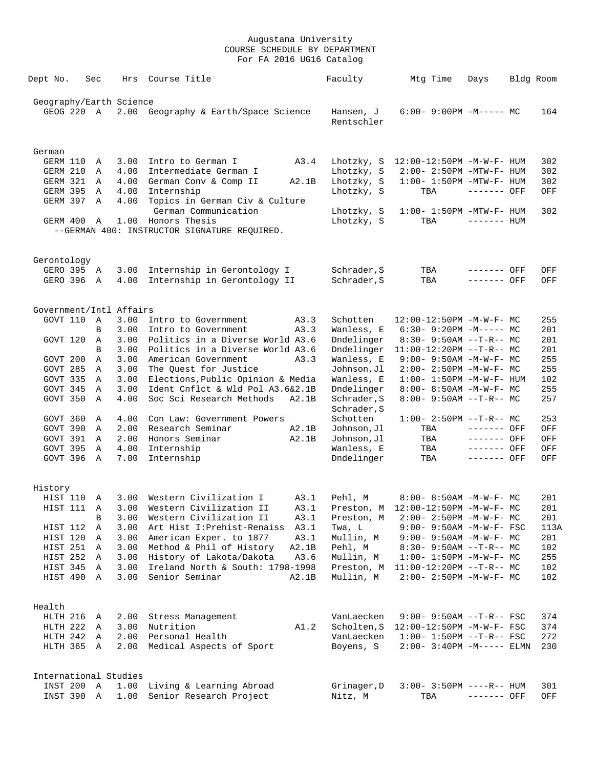Augustana University
COURSE SCHEDULE BY DEPARTMENT
For FA 2016 UG16 Catalog

| Dept No. | Sec | Hrs | Course Title | | Faculty | Mtg Time | Days | Bldg | Room |
|---|---|---|---|---|---|---|---|---|---|
| **Geography/Earth Science** | | | | | | | | | |
| GEOG 220 | A | 2.00 | Geography & Earth/Space Science | | Hansen, J<br>Rentschler | 6:00- 9:00PM | -M----- | MC | 164 |
| **German** | | | | | | | | | |
| GERM 110 | A | 3.00 | Intro to German I | A3.4 | Lhotzky, S | 12:00-12:50PM | -M-W-F- | HUM | 302 |
| GERM 210 | A | 4.00 | Intermediate German I | | Lhotzky, S | 2:00- 2:50PM | -MTW-F- | HUM | 302 |
| GERM 321 | A | 4.00 | German Conv & Comp II | A2.1B | Lhotzky, S | 1:00- 1:50PM | -MTW-F- | HUM | 302 |
| GERM 395 | A | 4.00 | Internship | | Lhotzky, S | TBA | ------- | OFF | OFF |
| GERM 397 | A | 4.00 | Topics in German Civ & Culture<br>German Communication | | Lhotzky, S | 1:00- 1:50PM | -MTW-F- | HUM | 302 |
| GERM 400 | A | 1.00 | Honors Thesis | | Lhotzky, S | TBA | ------- | HUM | |
| --GERMAN 400: INSTRUCTOR SIGNATURE REQUIRED. | | | | | | | | | |
| **Gerontology** | | | | | | | | | |
| GERO 395 | A | 3.00 | Internship in Gerontology I | | Schrader,S | TBA | ------- | OFF | OFF |
| GERO 396 | A | 4.00 | Internship in Gerontology II | | Schrader,S | TBA | ------- | OFF | OFF |
| **Government/Intl Affairs** | | | | | | | | | |
| GOVT 110 | A | 3.00 | Intro to Government | A3.3 | Schotten | 12:00-12:50PM | -M-W-F- | MC | 255 |
| | B | 3.00 | Intro to Government | A3.3 | Wanless, E | 6:30- 9:20PM | -M----- | MC | 201 |
| GOVT 120 | A | 3.00 | Politics in a Diverse World | A3.6 | Dndelinger | 8:30- 9:50AM | --T-R-- | MC | 201 |
| | B | 3.00 | Politics in a Diverse World | A3.6 | Dndelinger | 11:00-12:20PM | --T-R-- | MC | 201 |
| GOVT 200 | A | 3.00 | American Government | A3.3 | Wanless, E | 9:00- 9:50AM | -M-W-F- | MC | 255 |
| GOVT 285 | A | 3.00 | The Quest for Justice | | Johnson,Jl | 2:00- 2:50PM | -M-W-F- | MC | 255 |
| GOVT 335 | A | 3.00 | Elections,Public Opinion & Media | | Wanless, E | 1:00- 1:50PM | -M-W-F- | HUM | 102 |
| GOVT 345 | A | 3.00 | Ident Cnflct & Wld Pol | A3.6&2.1B | Dndelinger | 8:00- 8:50AM | -M-W-F- | MC | 255 |
| GOVT 350 | A | 4.00 | Soc Sci Research Methods | A2.1B | Schrader,S<br>Schrader,S | 8:00- 9:50AM | --T-R-- | MC | 257 |
| GOVT 360 | A | 4.00 | Con Law: Government Powers | | Schotten | 1:00- 2:50PM | --T-R-- | MC | 253 |
| GOVT 390 | A | 2.00 | Research Seminar | A2.1B | Johnson,Jl | TBA | ------- | OFF | OFF |
| GOVT 391 | A | 2.00 | Honors Seminar | A2.1B | Johnson,Jl | TBA | ------- | OFF | OFF |
| GOVT 395 | A | 4.00 | Internship | | Wanless, E | TBA | ------- | OFF | OFF |
| GOVT 396 | A | 7.00 | Internship | | Dndelinger | TBA | ------- | OFF | OFF |
| **History** | | | | | | | | | |
| HIST 110 | A | 3.00 | Western Civilization I | A3.1 | Pehl, M | 8:00- 8:50AM | -M-W-F- | MC | 201 |
| HIST 111 | A | 3.00 | Western Civilization II | A3.1 | Preston, M | 12:00-12:50PM | -M-W-F- | MC | 201 |
| | B | 3.00 | Western Civilization II | A3.1 | Preston, M | 2:00- 2:50PM | -M-W-F- | MC | 201 |
| HIST 112 | A | 3.00 | Art Hist I:Prehist-Renaiss | A3.1 | Twa, L | 9:00- 9:50AM | -M-W-F- | FSC | 113A |
| HIST 120 | A | 3.00 | American Exper. to 1877 | A3.1 | Mullin, M | 9:00- 9:50AM | -M-W-F- | MC | 201 |
| HIST 251 | A | 3.00 | Method & Phil of History | A2.1B | Pehl, M | 8:30- 9:50AM | --T-R-- | MC | 102 |
| HIST 252 | A | 3.00 | History of Lakota/Dakota | A3.6 | Mullin, M | 1:00- 1:50PM | -M-W-F- | MC | 255 |
| HIST 345 | A | 3.00 | Ireland North & South: 1798-1998 | | Preston, M | 11:00-12:20PM | --T-R-- | MC | 102 |
| HIST 490 | A | 3.00 | Senior Seminar | A2.1B | Mullin, M | 2:00- 2:50PM | -M-W-F- | MC | 102 |
| **Health** | | | | | | | | | |
| HLTH 216 | A | 2.00 | Stress Management | | VanLaecken | 9:00- 9:50AM | --T-R-- | FSC | 374 |
| HLTH 222 | A | 3.00 | Nutrition | A1.2 | Scholten,S | 12:00-12:50PM | -M-W-F- | FSC | 374 |
| HLTH 242 | A | 2.00 | Personal Health | | VanLaecken | 1:00- 1:50PM | --T-R-- | FSC | 272 |
| HLTH 365 | A | 2.00 | Medical Aspects of Sport | | Boyens, S | 2:00- 3:40PM | -M----- | ELMN | 230 |
| **International Studies** | | | | | | | | | |
| INST 200 | A | 1.00 | Living & Learning Abroad | | Grinager,D | 3:00- 3:50PM | ----R-- | HUM | 301 |
| INST 390 | A | 1.00 | Senior Research Project | | Nitz, M | TBA | ------- | OFF | OFF |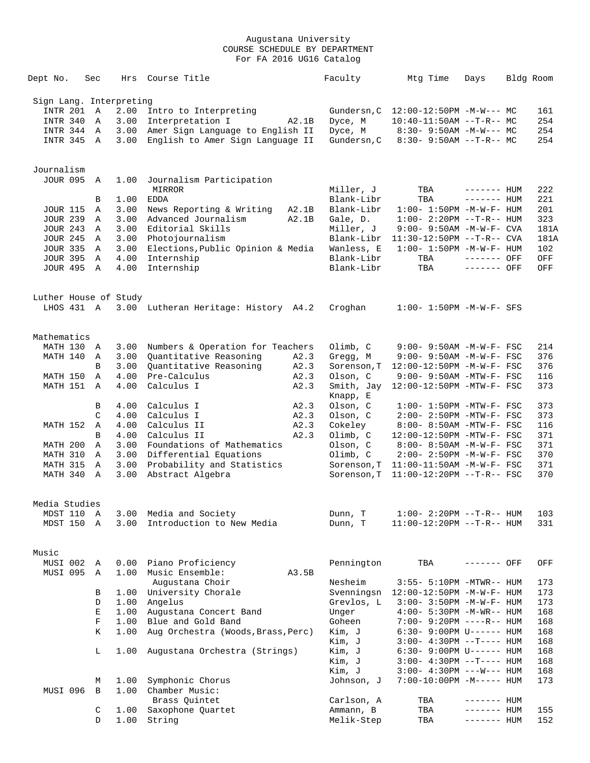Augustana University
COURSE SCHEDULE BY DEPARTMENT
For FA 2016 UG16 Catalog

| Dept No. | Sec | Hrs | Course Title | | Faculty | Mtg Time | Days | Bldg | Room |
|---|---|---|---|---|---|---|---|---|---|
| **Sign Lang. Interpreting** | | | | | | | | | |
| INTR 201 | A | 2.00 | Intro to Interpreting | | Gundersn,C | 12:00-12:50PM | -M-W--- | MC | 161 |
| INTR 340 | A | 3.00 | Interpretation I | A2.1B | Dyce, M | 10:40-11:50AM | --T-R-- | MC | 254 |
| INTR 344 | A | 3.00 | Amer Sign Language to English II | | Dyce, M | 8:30- 9:50AM | -M-W--- | MC | 254 |
| INTR 345 | A | 3.00 | English to Amer Sign Language II | | Gundersn,C | 8:30- 9:50AM | --T-R-- | MC | 254 |
| **Journalism** | | | | | | | | | |
| JOUR 095 | A | 1.00 | Journalism Participation | | | | | | |
| | | | MIRROR | | Miller, J | TBA | ------- | HUM | 222 |
| | B | 1.00 | EDDA | | Blank-Libr | TBA | ------- | HUM | 221 |
| JOUR 115 | A | 3.00 | News Reporting & Writing | A2.1B | Blank-Libr | 1:00- 1:50PM | -M-W-F- | HUM | 201 |
| JOUR 239 | A | 3.00 | Advanced Journalism | A2.1B | Gale, D. | 1:00- 2:20PM | --T-R-- | HUM | 323 |
| JOUR 243 | A | 3.00 | Editorial Skills | | Miller, J | 9:00- 9:50AM | -M-W-F- | CVA | 181A |
| JOUR 245 | A | 3.00 | Photojournalism | | Blank-Libr | 11:30-12:50PM | --T-R-- | CVA | 181A |
| JOUR 335 | A | 3.00 | Elections,Public Opinion & Media | | Wanless, E | 1:00- 1:50PM | -M-W-F- | HUM | 102 |
| JOUR 395 | A | 4.00 | Internship | | Blank-Libr | TBA | ------- | OFF | OFF |
| JOUR 495 | A | 4.00 | Internship | | Blank-Libr | TBA | ------- | OFF | OFF |
| **Luther House of Study** | | | | | | | | | |
| LHOS 431 | A | 3.00 | Lutheran Heritage: History | A4.2 | Croghan | 1:00- 1:50PM | -M-W-F- | SFS | |
| **Mathematics** | | | | | | | | | |
| MATH 130 | A | 3.00 | Numbers & Operation for Teachers | | Olimb, C | 9:00- 9:50AM | -M-W-F- | FSC | 214 |
| MATH 140 | A | 3.00 | Quantitative Reasoning | A2.3 | Gregg, M | 9:00- 9:50AM | -M-W-F- | FSC | 376 |
| | B | 3.00 | Quantitative Reasoning | A2.3 | Sorenson,T | 12:00-12:50PM | -M-W-F- | FSC | 376 |
| MATH 150 | A | 4.00 | Pre-Calculus | A2.3 | Olson, C | 9:00- 9:50AM | -MTW-F- | FSC | 116 |
| MATH 151 | A | 4.00 | Calculus I | A2.3 | Smith, Jay | 12:00-12:50PM | -MTW-F- | FSC | 373 |
| | | | | | Knapp, E | | | | |
| | B | 4.00 | Calculus I | A2.3 | Olson, C | 1:00- 1:50PM | -MTW-F- | FSC | 373 |
| | C | 4.00 | Calculus I | A2.3 | Olson, C | 2:00- 2:50PM | -MTW-F- | FSC | 373 |
| MATH 152 | A | 4.00 | Calculus II | A2.3 | Cokeley | 8:00- 8:50AM | -MTW-F- | FSC | 116 |
| | B | 4.00 | Calculus II | A2.3 | Olimb, C | 12:00-12:50PM | -MTW-F- | FSC | 371 |
| MATH 200 | A | 3.00 | Foundations of Mathematics | | Olson, C | 8:00- 8:50AM | -M-W-F- | FSC | 371 |
| MATH 310 | A | 3.00 | Differential Equations | | Olimb, C | 2:00- 2:50PM | -M-W-F- | FSC | 370 |
| MATH 315 | A | 3.00 | Probability and Statistics | | Sorenson,T | 11:00-11:50AM | -M-W-F- | FSC | 371 |
| MATH 340 | A | 3.00 | Abstract Algebra | | Sorenson,T | 11:00-12:20PM | --T-R-- | FSC | 370 |
| **Media Studies** | | | | | | | | | |
| MDST 110 | A | 3.00 | Media and Society | | Dunn, T | 1:00- 2:20PM | --T-R-- | HUM | 103 |
| MDST 150 | A | 3.00 | Introduction to New Media | | Dunn, T | 11:00-12:20PM | --T-R-- | HUM | 331 |
| **Music** | | | | | | | | | |
| MUSI 002 | A | 0.00 | Piano Proficiency | | Pennington | TBA | ------- | OFF | OFF |
| MUSI 095 | A | 1.00 | Music Ensemble: | A3.5B | | | | | |
| | | | Augustana Choir | | Nesheim | 3:55- 5:10PM | -MTWR-- | HUM | 173 |
| | B | 1.00 | University Chorale | | Svenningsn | 12:00-12:50PM | -M-W-F- | HUM | 173 |
| | D | 1.00 | Angelus | | Grevlos, L | 3:00- 3:50PM | -M-W-F- | HUM | 173 |
| | E | 1.00 | Augustana Concert Band | | Unger | 4:00- 5:30PM | -M-WR-- | HUM | 168 |
| | F | 1.00 | Blue and Gold Band | | Goheen | 7:00- 9:20PM | ----R-- | HUM | 168 |
| | K | 1.00 | Aug Orchestra (Woods,Brass,Perc) | | Kim, J | 6:30- 9:00PM | U------ | HUM | 168 |
| | | | | | Kim, J | 3:00- 4:30PM | --T---- | HUM | 168 |
| | L | 1.00 | Augustana Orchestra (Strings) | | Kim, J | 6:30- 9:00PM | U------ | HUM | 168 |
| | | | | | Kim, J | 3:00- 4:30PM | --T---- | HUM | 168 |
| | | | | | Kim, J | 3:00- 4:30PM | ---W--- | HUM | 168 |
| | M | 1.00 | Symphonic Chorus | | Johnson, J | 7:00-10:00PM | -M----- | HUM | 173 |
| MUSI 096 | B | 1.00 | Chamber Music: | | | | | | |
| | | | Brass Quintet | | Carlson, A | TBA | ------- | HUM | |
| | C | 1.00 | Saxophone Quartet | | Ammann, B | TBA | ------- | HUM | 155 |
| | D | 1.00 | String | | Melik-Step | TBA | ------- | HUM | 152 |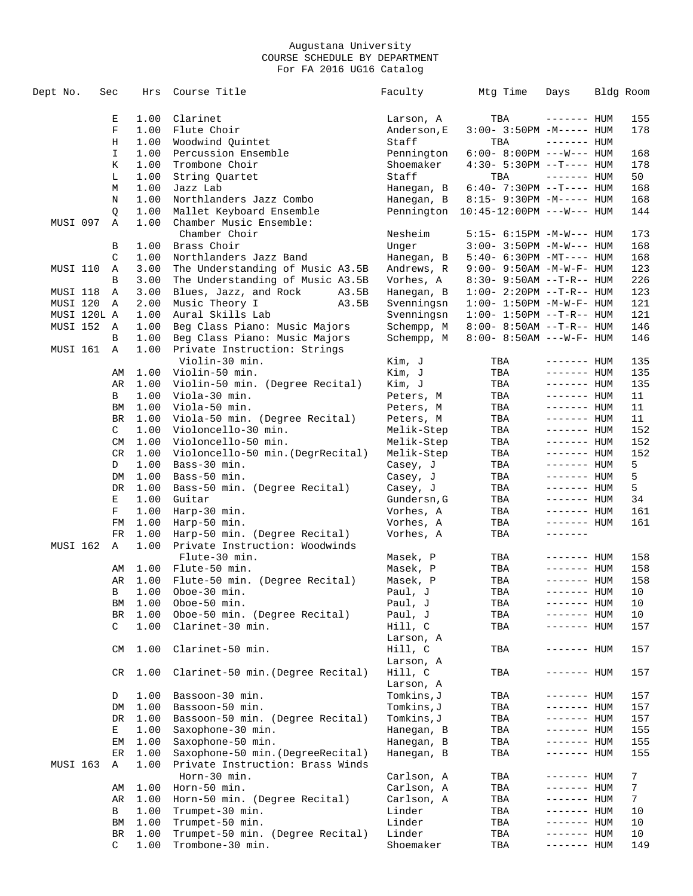Augustana University
COURSE SCHEDULE BY DEPARTMENT
For FA 2016 UG16 Catalog

| Dept No. | Sec | Hrs | Course Title | Faculty | Mtg Time | Days | Bldg | Room |
|---|---|---|---|---|---|---|---|---|
| | E | 1.00 | Clarinet | Larson, A | TBA | ------- | HUM | 155 |
| | F | 1.00 | Flute Choir | Anderson,E | 3:00- 3:50PM | -M----- | HUM | 178 |
| | H | 1.00 | Woodwind Quintet | Staff | TBA | ------- | HUM | |
| | I | 1.00 | Percussion Ensemble | Pennington | 6:00- 8:00PM | ---W--- | HUM | 168 |
| | K | 1.00 | Trombone Choir | Shoemaker | 4:30- 5:30PM | --T---- | HUM | 178 |
| | L | 1.00 | String Quartet | Staff | TBA | ------- | HUM | 50 |
| | M | 1.00 | Jazz Lab | Hanegan, B | 6:40- 7:30PM | --T---- | HUM | 168 |
| | N | 1.00 | Northlanders Jazz Combo | Hanegan, B | 8:15- 9:30PM | -M----- | HUM | 168 |
| | Q | 1.00 | Mallet Keyboard Ensemble | Pennington | 10:45-12:00PM | ---W--- | HUM | 144 |
| MUSI 097 | A | 1.00 | Chamber Music Ensemble: Chamber Choir | Nesheim | 5:15- 6:15PM | -M-W--- | HUM | 173 |
| | B | 1.00 | Brass Choir | Unger | 3:00- 3:50PM | -M-W--- | HUM | 168 |
| | C | 1.00 | Northlanders Jazz Band | Hanegan, B | 5:40- 6:30PM | -MT---- | HUM | 168 |
| MUSI 110 | A | 3.00 | The Understanding of Music A3.5B | Andrews, R | 9:00- 9:50AM | -M-W-F- | HUM | 123 |
| | B | 3.00 | The Understanding of Music A3.5B | Vorhes, A | 8:30- 9:50AM | --T-R-- | HUM | 226 |
| MUSI 118 | A | 3.00 | Blues, Jazz, and Rock A3.5B | Hanegan, B | 1:00- 2:20PM | --T-R-- | HUM | 123 |
| MUSI 120 | A | 2.00 | Music Theory I A3.5B | Svenningsn | 1:00- 1:50PM | -M-W-F- | HUM | 121 |
| MUSI 120L | A | 1.00 | Aural Skills Lab | Svenningsn | 1:00- 1:50PM | --T-R-- | HUM | 121 |
| MUSI 152 | A | 1.00 | Beg Class Piano: Music Majors | Schempp, M | 8:00- 8:50AM | --T-R-- | HUM | 146 |
| | B | 1.00 | Beg Class Piano: Music Majors | Schempp, M | 8:00- 8:50AM | ---W-F- | HUM | 146 |
| MUSI 161 | A | 1.00 | Private Instruction: Strings Violin-30 min. | Kim, J | TBA | ------- | HUM | 135 |
| | AM | 1.00 | Violin-50 min. | Kim, J | TBA | ------- | HUM | 135 |
| | AR | 1.00 | Violin-50 min. (Degree Recital) | Kim, J | TBA | ------- | HUM | 135 |
| | B | 1.00 | Viola-30 min. | Peters, M | TBA | ------- | HUM | 11 |
| | BM | 1.00 | Viola-50 min. | Peters, M | TBA | ------- | HUM | 11 |
| | BR | 1.00 | Viola-50 min. (Degree Recital) | Peters, M | TBA | ------- | HUM | 11 |
| | C | 1.00 | Violoncello-30 min. | Melik-Step | TBA | ------- | HUM | 152 |
| | CM | 1.00 | Violoncello-50 min. | Melik-Step | TBA | ------- | HUM | 152 |
| | CR | 1.00 | Violoncello-50 min.(DegrRecital) | Melik-Step | TBA | ------- | HUM | 152 |
| | D | 1.00 | Bass-30 min. | Casey, J | TBA | ------- | HUM | 5 |
| | DM | 1.00 | Bass-50 min. | Casey, J | TBA | ------- | HUM | 5 |
| | DR | 1.00 | Bass-50 min. (Degree Recital) | Casey, J | TBA | ------- | HUM | 5 |
| | E | 1.00 | Guitar | Gundersn,G | TBA | ------- | HUM | 34 |
| | F | 1.00 | Harp-30 min. | Vorhes, A | TBA | ------- | HUM | 161 |
| | FM | 1.00 | Harp-50 min. | Vorhes, A | TBA | ------- | HUM | 161 |
| | FR | 1.00 | Harp-50 min. (Degree Recital) | Vorhes, A | TBA | ------- | | |
| MUSI 162 | A | 1.00 | Private Instruction: Woodwinds Flute-30 min. | Masek, P | TBA | ------- | HUM | 158 |
| | AM | 1.00 | Flute-50 min. | Masek, P | TBA | ------- | HUM | 158 |
| | AR | 1.00 | Flute-50 min. (Degree Recital) | Masek, P | TBA | ------- | HUM | 158 |
| | B | 1.00 | Oboe-30 min. | Paul, J | TBA | ------- | HUM | 10 |
| | BM | 1.00 | Oboe-50 min. | Paul, J | TBA | ------- | HUM | 10 |
| | BR | 1.00 | Oboe-50 min. (Degree Recital) | Paul, J | TBA | ------- | HUM | 10 |
| | C | 1.00 | Clarinet-30 min. | Hill, C / Larson, A | TBA | ------- | HUM | 157 |
| | CM | 1.00 | Clarinet-50 min. | Hill, C / Larson, A | TBA | ------- | HUM | 157 |
| | CR | 1.00 | Clarinet-50 min.(Degree Recital) | Hill, C / Larson, A | TBA | ------- | HUM | 157 |
| | D | 1.00 | Bassoon-30 min. | Tomkins,J | TBA | ------- | HUM | 157 |
| | DM | 1.00 | Bassoon-50 min. | Tomkins,J | TBA | ------- | HUM | 157 |
| | DR | 1.00 | Bassoon-50 min. (Degree Recital) | Tomkins,J | TBA | ------- | HUM | 157 |
| | E | 1.00 | Saxophone-30 min. | Hanegan, B | TBA | ------- | HUM | 155 |
| | EM | 1.00 | Saxophone-50 min. | Hanegan, B | TBA | ------- | HUM | 155 |
| | ER | 1.00 | Saxophone-50 min.(DegreeRecital) | Hanegan, B | TBA | ------- | HUM | 155 |
| MUSI 163 | A | 1.00 | Private Instruction: Brass Winds Horn-30 min. | Carlson, A | TBA | ------- | HUM | 7 |
| | AM | 1.00 | Horn-50 min. | Carlson, A | TBA | ------- | HUM | 7 |
| | AR | 1.00 | Horn-50 min. (Degree Recital) | Carlson, A | TBA | ------- | HUM | 7 |
| | B | 1.00 | Trumpet-30 min. | Linder | TBA | ------- | HUM | 10 |
| | BM | 1.00 | Trumpet-50 min. | Linder | TBA | ------- | HUM | 10 |
| | BR | 1.00 | Trumpet-50 min. (Degree Recital) | Linder | TBA | ------- | HUM | 10 |
| | C | 1.00 | Trombone-30 min. | Shoemaker | TBA | ------- | HUM | 149 |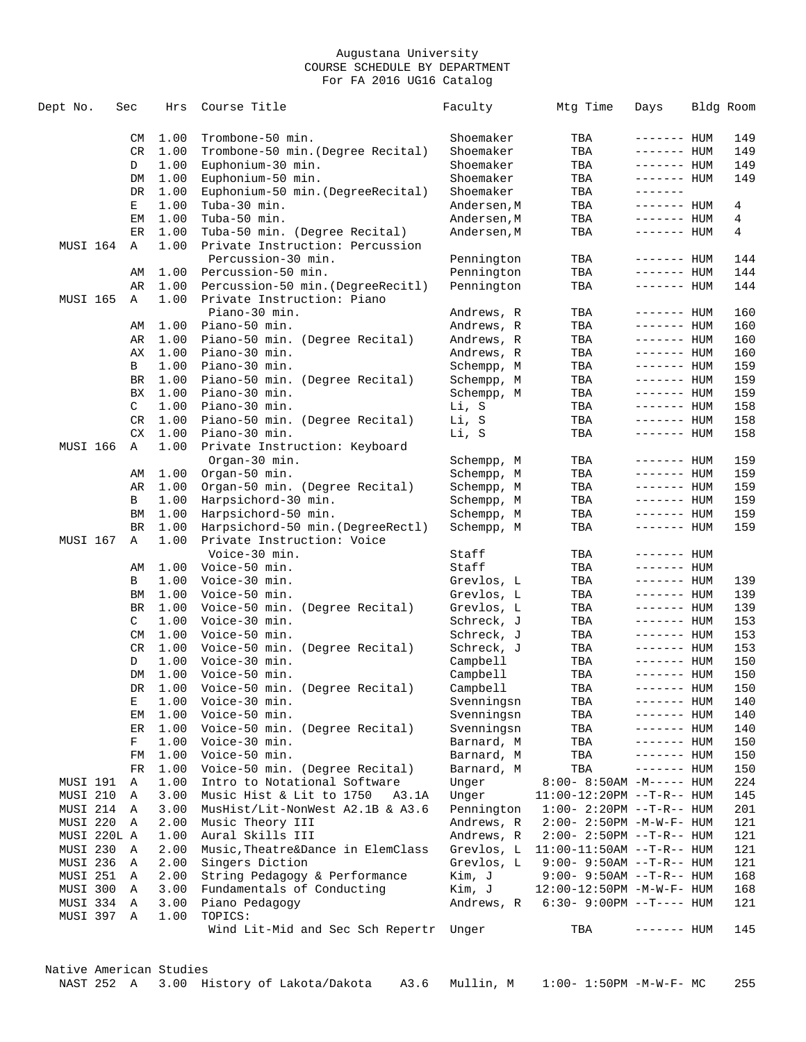Augustana University
COURSE SCHEDULE BY DEPARTMENT
For FA 2016 UG16 Catalog

| Dept No. | Sec | Hrs | Course Title | Faculty | Mtg Time | Days | Bldg | Room |
|---|---|---|---|---|---|---|---|---|
| | CM | 1.00 | Trombone-50 min. | Shoemaker | TBA | ------- | HUM | 149 |
| | CR | 1.00 | Trombone-50 min.(Degree Recital) | Shoemaker | TBA | ------- | HUM | 149 |
| | D | 1.00 | Euphonium-30 min. | Shoemaker | TBA | ------- | HUM | 149 |
| | DM | 1.00 | Euphonium-50 min. | Shoemaker | TBA | ------- | HUM | 149 |
| | DR | 1.00 | Euphonium-50 min.(DegreeRecital) | Shoemaker | TBA | ------- | | |
| | E | 1.00 | Tuba-30 min. | Andersen,M | TBA | ------- | HUM | 4 |
| | EM | 1.00 | Tuba-50 min. | Andersen,M | TBA | ------- | HUM | 4 |
| | ER | 1.00 | Tuba-50 min. (Degree Recital) | Andersen,M | TBA | ------- | HUM | 4 |
| MUSI 164 | A | 1.00 | Private Instruction: Percussion Percussion-30 min. | Pennington | TBA | ------- | HUM | 144 |
| | AM | 1.00 | Percussion-50 min. | Pennington | TBA | ------- | HUM | 144 |
| | AR | 1.00 | Percussion-50 min.(DegreeRecitl) | Pennington | TBA | ------- | HUM | 144 |
| MUSI 165 | A | 1.00 | Private Instruction: Piano Piano-30 min. | Andrews, R | TBA | ------- | HUM | 160 |
| | AM | 1.00 | Piano-50 min. | Andrews, R | TBA | ------- | HUM | 160 |
| | AR | 1.00 | Piano-50 min. (Degree Recital) | Andrews, R | TBA | ------- | HUM | 160 |
| | AX | 1.00 | Piano-30 min. | Andrews, R | TBA | ------- | HUM | 160 |
| | B | 1.00 | Piano-30 min. | Schempp, M | TBA | ------- | HUM | 159 |
| | BR | 1.00 | Piano-50 min. (Degree Recital) | Schempp, M | TBA | ------- | HUM | 159 |
| | BX | 1.00 | Piano-30 min. | Schempp, M | TBA | ------- | HUM | 159 |
| | C | 1.00 | Piano-30 min. | Li, S | TBA | ------- | HUM | 158 |
| | CR | 1.00 | Piano-50 min. (Degree Recital) | Li, S | TBA | ------- | HUM | 158 |
| | CX | 1.00 | Piano-30 min. | Li, S | TBA | ------- | HUM | 158 |
| MUSI 166 | A | 1.00 | Private Instruction: Keyboard Organ-30 min. | Schempp, M | TBA | ------- | HUM | 159 |
| | AM | 1.00 | Organ-50 min. | Schempp, M | TBA | ------- | HUM | 159 |
| | AR | 1.00 | Organ-50 min. (Degree Recital) | Schempp, M | TBA | ------- | HUM | 159 |
| | B | 1.00 | Harpsichord-30 min. | Schempp, M | TBA | ------- | HUM | 159 |
| | BM | 1.00 | Harpsichord-50 min. | Schempp, M | TBA | ------- | HUM | 159 |
| | BR | 1.00 | Harpsichord-50 min.(DegreeRectl) | Schempp, M | TBA | ------- | HUM | 159 |
| MUSI 167 | A | 1.00 | Private Instruction: Voice Voice-30 min. | Staff | TBA | ------- | HUM | |
| | AM | 1.00 | Voice-50 min. | Staff | TBA | ------- | HUM | |
| | B | 1.00 | Voice-30 min. | Grevlos, L | TBA | ------- | HUM | 139 |
| | BM | 1.00 | Voice-50 min. | Grevlos, L | TBA | ------- | HUM | 139 |
| | BR | 1.00 | Voice-50 min. (Degree Recital) | Grevlos, L | TBA | ------- | HUM | 139 |
| | C | 1.00 | Voice-30 min. | Schreck, J | TBA | ------- | HUM | 153 |
| | CM | 1.00 | Voice-50 min. | Schreck, J | TBA | ------- | HUM | 153 |
| | CR | 1.00 | Voice-50 min. (Degree Recital) | Schreck, J | TBA | ------- | HUM | 153 |
| | D | 1.00 | Voice-30 min. | Campbell | TBA | ------- | HUM | 150 |
| | DM | 1.00 | Voice-50 min. | Campbell | TBA | ------- | HUM | 150 |
| | DR | 1.00 | Voice-50 min. (Degree Recital) | Campbell | TBA | ------- | HUM | 150 |
| | E | 1.00 | Voice-30 min. | Svenningsn | TBA | ------- | HUM | 140 |
| | EM | 1.00 | Voice-50 min. | Svenningsn | TBA | ------- | HUM | 140 |
| | ER | 1.00 | Voice-50 min. (Degree Recital) | Svenningsn | TBA | ------- | HUM | 140 |
| | F | 1.00 | Voice-30 min. | Barnard, M | TBA | ------- | HUM | 150 |
| | FM | 1.00 | Voice-50 min. | Barnard, M | TBA | ------- | HUM | 150 |
| | FR | 1.00 | Voice-50 min. (Degree Recital) | Barnard, M | TBA | ------- | HUM | 150 |
| MUSI 191 | A | 1.00 | Intro to Notational Software | Unger | 8:00- 8:50AM | -M----- | HUM | 224 |
| MUSI 210 | A | 3.00 | Music Hist & Lit to 1750 A3.1A | Unger | 11:00-12:20PM | --T-R-- | HUM | 145 |
| MUSI 214 | A | 3.00 | MusHist/Lit-NonWest A2.1B & A3.6 | Pennington | 1:00- 2:20PM | --T-R-- | HUM | 201 |
| MUSI 220 | A | 2.00 | Music Theory III | Andrews, R | 2:00- 2:50PM | -M-W-F- | HUM | 121 |
| MUSI 220L | A | 1.00 | Aural Skills III | Andrews, R | 2:00- 2:50PM | --T-R-- | HUM | 121 |
| MUSI 230 | A | 2.00 | Music,Theatre&Dance in ElemClass | Grevlos, L | 11:00-11:50AM | --T-R-- | HUM | 121 |
| MUSI 236 | A | 2.00 | Singers Diction | Grevlos, L | 9:00- 9:50AM | --T-R-- | HUM | 121 |
| MUSI 251 | A | 2.00 | String Pedagogy & Performance | Kim, J | 9:00- 9:50AM | --T-R-- | HUM | 168 |
| MUSI 300 | A | 3.00 | Fundamentals of Conducting | Kim, J | 12:00-12:50PM | -M-W-F- | HUM | 168 |
| MUSI 334 | A | 3.00 | Piano Pedagogy | Andrews, R | 6:30- 9:00PM | --T---- | HUM | 121 |
| MUSI 397 | A | 1.00 | TOPICS: Wind Lit-Mid and Sec Sch Repertr | Unger | TBA | ------- | HUM | 145 |

Native American Studies

| Dept No. | Sec | Hrs | Course Title | Faculty | Mtg Time | Days | Bldg | Room |
|---|---|---|---|---|---|---|---|---|
| NAST 252 | A | 3.00 | History of Lakota/Dakota A3.6 | Mullin, M | 1:00- 1:50PM | -M-W-F- | MC | 255 |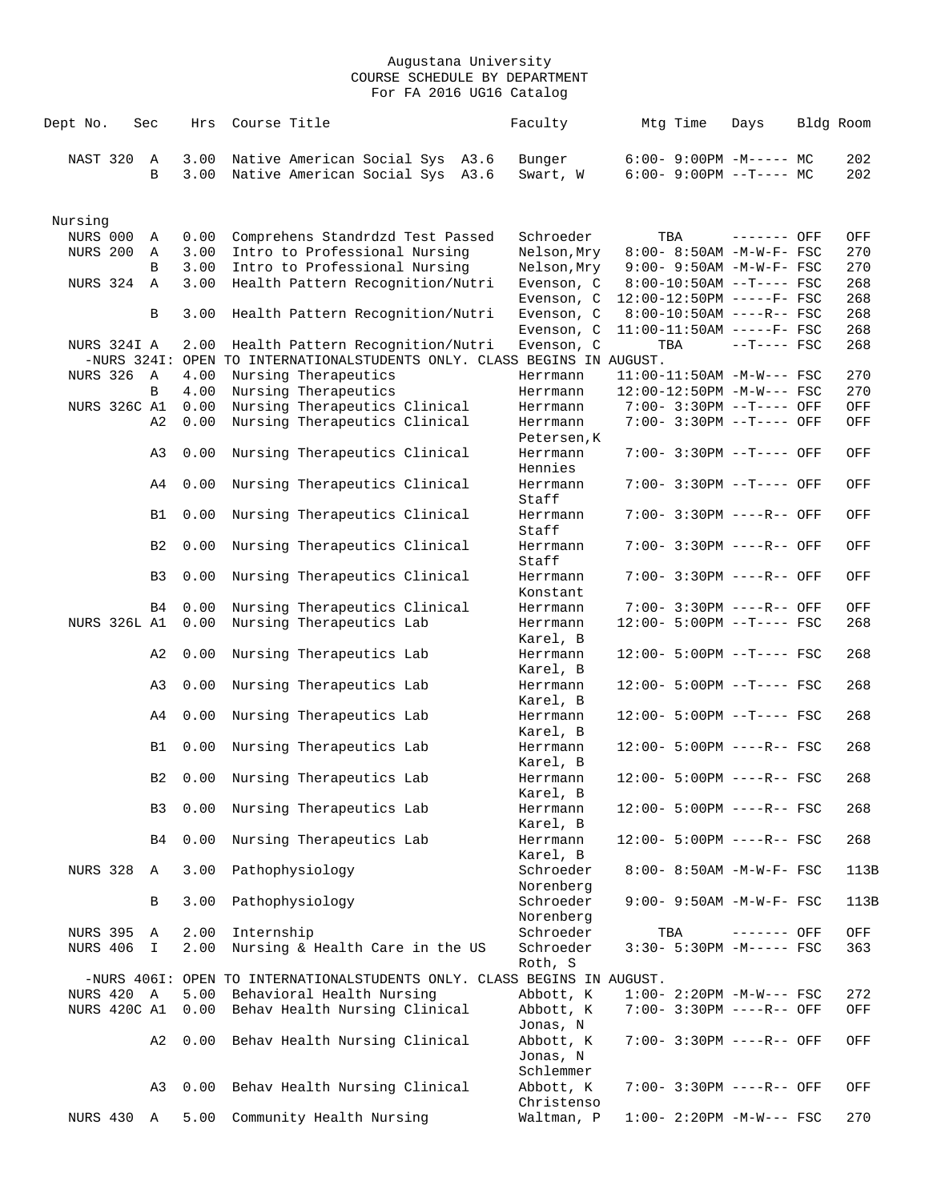Augustana University
COURSE SCHEDULE BY DEPARTMENT
For FA 2016 UG16 Catalog

| Dept No. | Sec | Hrs | Course Title | Faculty | Mtg Time | Days | Bldg | Room |
|---|---|---|---|---|---|---|---|---|
| NAST 320 | A | 3.00 | Native American Social Sys A3.6 | Bunger | 6:00- 9:00PM | -M----- | MC | 202 |
| | B | 3.00 | Native American Social Sys A3.6 | Swart, W | 6:00- 9:00PM | --T---- | MC | 202 |

Nursing

| Dept No. | Sec | Hrs | Course Title | Faculty | Mtg Time | Days | Bldg | Room |
|---|---|---|---|---|---|---|---|---|
| NURS 000 | A | 0.00 | Comprehens Standrdzd Test Passed | Schroeder | TBA | ------- | OFF | OFF |
| NURS 200 | A | 3.00 | Intro to Professional Nursing | Nelson,Mry | 8:00- 8:50AM | -M-W-F- | FSC | 270 |
| | B | 3.00 | Intro to Professional Nursing | Nelson,Mry | 9:00- 9:50AM | -M-W-F- | FSC | 270 |
| NURS 324 | A | 3.00 | Health Pattern Recognition/Nutri | Evenson, C | 8:00-10:50AM | --T---- | FSC | 268 |
| | | | | Evenson, C | 12:00-12:50PM | -----F- | FSC | 268 |
| | B | 3.00 | Health Pattern Recognition/Nutri | Evenson, C | 8:00-10:50AM | ----R-- | FSC | 268 |
| | | | | Evenson, C | 11:00-11:50AM | -----F- | FSC | 268 |
| NURS 324I | A | 2.00 | Health Pattern Recognition/Nutri | Evenson, C | TBA | --T---- | FSC | 268 |
| -NURS 324I: OPEN TO INTERNATIONALSTUDENTS ONLY. CLASS BEGINS IN AUGUST. | | | | | | | | |
| NURS 326 | A | 4.00 | Nursing Therapeutics | Herrmann | 11:00-11:50AM | -M-W--- | FSC | 270 |
| | B | 4.00 | Nursing Therapeutics | Herrmann | 12:00-12:50PM | -M-W--- | FSC | 270 |
| NURS 326C | A1 | 0.00 | Nursing Therapeutics Clinical | Herrmann | 7:00- 3:30PM | --T---- | OFF | OFF |
| | A2 | 0.00 | Nursing Therapeutics Clinical | Herrmann<br>Petersen,K | 7:00- 3:30PM | --T---- | OFF | OFF |
| | A3 | 0.00 | Nursing Therapeutics Clinical | Herrmann<br>Hennies | 7:00- 3:30PM | --T---- | OFF | OFF |
| | A4 | 0.00 | Nursing Therapeutics Clinical | Herrmann<br>Staff | 7:00- 3:30PM | --T---- | OFF | OFF |
| | B1 | 0.00 | Nursing Therapeutics Clinical | Herrmann<br>Staff | 7:00- 3:30PM | ----R-- | OFF | OFF |
| | B2 | 0.00 | Nursing Therapeutics Clinical | Herrmann<br>Staff | 7:00- 3:30PM | ----R-- | OFF | OFF |
| | B3 | 0.00 | Nursing Therapeutics Clinical | Herrmann<br>Konstant | 7:00- 3:30PM | ----R-- | OFF | OFF |
| | B4 | 0.00 | Nursing Therapeutics Clinical | Herrmann | 7:00- 3:30PM | ----R-- | OFF | OFF |
| NURS 326L | A1 | 0.00 | Nursing Therapeutics Lab | Herrmann<br>Karel, B | 12:00- 5:00PM | --T---- | FSC | 268 |
| | A2 | 0.00 | Nursing Therapeutics Lab | Herrmann<br>Karel, B | 12:00- 5:00PM | --T---- | FSC | 268 |
| | A3 | 0.00 | Nursing Therapeutics Lab | Herrmann<br>Karel, B | 12:00- 5:00PM | --T---- | FSC | 268 |
| | A4 | 0.00 | Nursing Therapeutics Lab | Herrmann<br>Karel, B | 12:00- 5:00PM | --T---- | FSC | 268 |
| | B1 | 0.00 | Nursing Therapeutics Lab | Herrmann<br>Karel, B | 12:00- 5:00PM | ----R-- | FSC | 268 |
| | B2 | 0.00 | Nursing Therapeutics Lab | Herrmann<br>Karel, B | 12:00- 5:00PM | ----R-- | FSC | 268 |
| | B3 | 0.00 | Nursing Therapeutics Lab | Herrmann<br>Karel, B | 12:00- 5:00PM | ----R-- | FSC | 268 |
| | B4 | 0.00 | Nursing Therapeutics Lab | Herrmann<br>Karel, B | 12:00- 5:00PM | ----R-- | FSC | 268 |
| NURS 328 | A | 3.00 | Pathophysiology | Schroeder<br>Norenberg | 8:00- 8:50AM | -M-W-F- | FSC | 113B |
| | B | 3.00 | Pathophysiology | Schroeder<br>Norenberg | 9:00- 9:50AM | -M-W-F- | FSC | 113B |
| NURS 395 | A | 2.00 | Internship | Schroeder | TBA | ------- | OFF | OFF |
| NURS 406 | I | 2.00 | Nursing & Health Care in the US | Schroeder<br>Roth, S | 3:30- 5:30PM | -M----- | FSC | 363 |
| -NURS 406I: OPEN TO INTERNATIONALSTUDENTS ONLY. CLASS BEGINS IN AUGUST. | | | | | | | | |
| NURS 420 | A | 5.00 | Behavioral Health Nursing | Abbott, K | 1:00- 2:20PM | -M-W--- | FSC | 272 |
| NURS 420C | A1 | 0.00 | Behav Health Nursing Clinical | Abbott, K<br>Jonas, N | 7:00- 3:30PM | ----R-- | OFF | OFF |
| | A2 | 0.00 | Behav Health Nursing Clinical | Abbott, K<br>Jonas, N<br>Schlemmer | 7:00- 3:30PM | ----R-- | OFF | OFF |
| | A3 | 0.00 | Behav Health Nursing Clinical | Abbott, K<br>Christenso | 7:00- 3:30PM | ----R-- | OFF | OFF |
| NURS 430 | A | 5.00 | Community Health Nursing | Waltman, P | 1:00- 2:20PM | -M-W--- | FSC | 270 |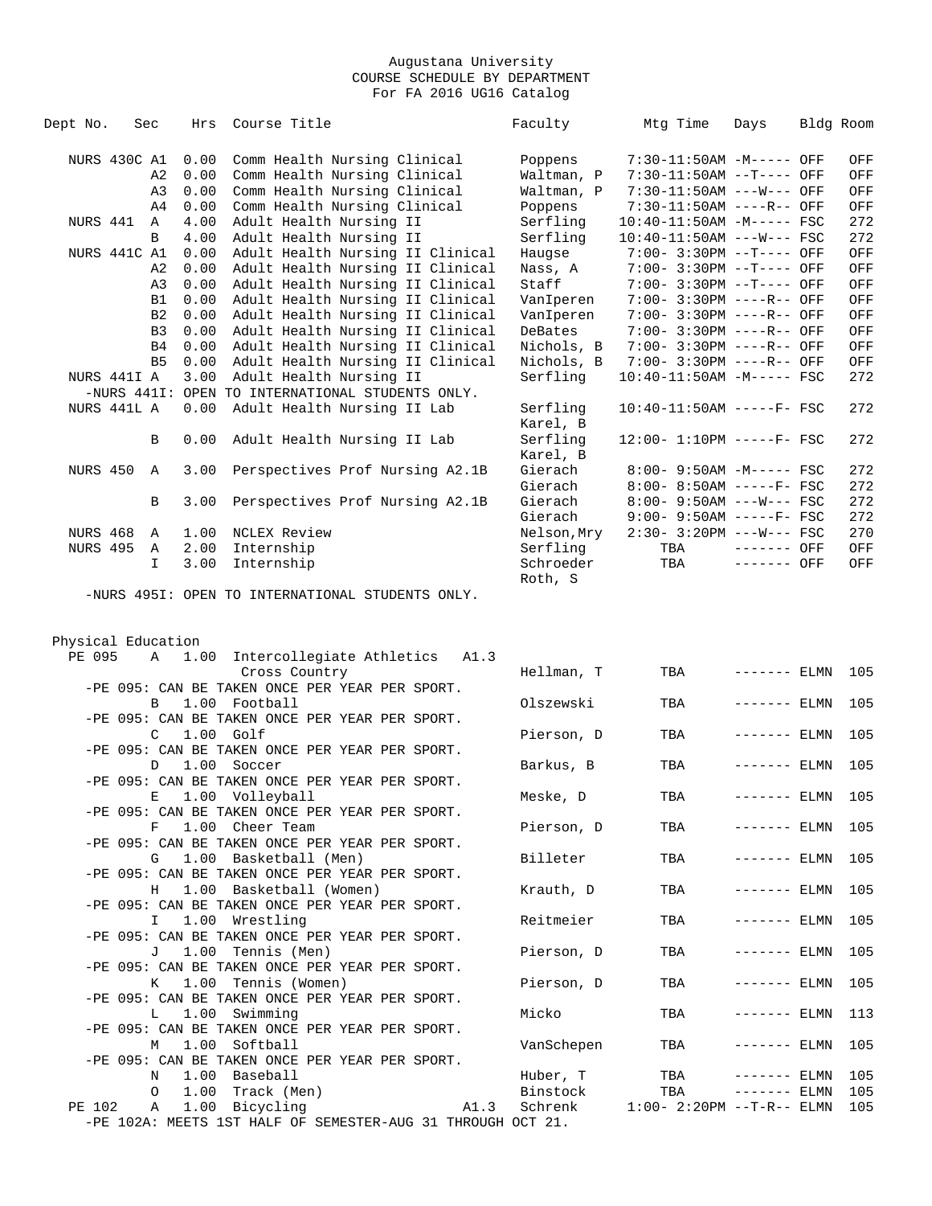Augustana University
COURSE SCHEDULE BY DEPARTMENT
For FA 2016 UG16 Catalog

| Dept No. | Sec | Hrs | Course Title | Faculty | Mtg Time | Days | Bldg | Room |
|---|---|---|---|---|---|---|---|---|
| NURS 430C | A1 | 0.00 | Comm Health Nursing Clinical | Poppens | 7:30-11:50AM | -M----- | OFF | OFF |
| | A2 | 0.00 | Comm Health Nursing Clinical | Waltman, P | 7:30-11:50AM | --T---- | OFF | OFF |
| | A3 | 0.00 | Comm Health Nursing Clinical | Waltman, P | 7:30-11:50AM | ---W--- | OFF | OFF |
| | A4 | 0.00 | Comm Health Nursing Clinical | Poppens | 7:30-11:50AM | ----R-- | OFF | OFF |
| NURS 441 | A | 4.00 | Adult Health Nursing II | Serfling | 10:40-11:50AM | -M----- | FSC | 272 |
| | B | 4.00 | Adult Health Nursing II | Serfling | 10:40-11:50AM | ---W--- | FSC | 272 |
| NURS 441C | A1 | 0.00 | Adult Health Nursing II Clinical | Haugse | 7:00- 3:30PM | --T---- | OFF | OFF |
| | A2 | 0.00 | Adult Health Nursing II Clinical | Nass, A | 7:00- 3:30PM | --T---- | OFF | OFF |
| | A3 | 0.00 | Adult Health Nursing II Clinical | Staff | 7:00- 3:30PM | --T---- | OFF | OFF |
| | B1 | 0.00 | Adult Health Nursing II Clinical | VanIperen | 7:00- 3:30PM | ----R-- | OFF | OFF |
| | B2 | 0.00 | Adult Health Nursing II Clinical | VanIperen | 7:00- 3:30PM | ----R-- | OFF | OFF |
| | B3 | 0.00 | Adult Health Nursing II Clinical | DeBates | 7:00- 3:30PM | ----R-- | OFF | OFF |
| | B4 | 0.00 | Adult Health Nursing II Clinical | Nichols, B | 7:00- 3:30PM | ----R-- | OFF | OFF |
| | B5 | 0.00 | Adult Health Nursing II Clinical | Nichols, B | 7:00- 3:30PM | ----R-- | OFF | OFF |
| NURS 441I | A | 3.00 | Adult Health Nursing II | Serfling | 10:40-11:50AM | -M----- | FSC | 272 |
| -NURS 441I: OPEN TO INTERNATIONAL STUDENTS ONLY. | | | | | | | | |
| NURS 441L | A | 0.00 | Adult Health Nursing II Lab | Serfling<br>Karel, B | 10:40-11:50AM | -----F- | FSC | 272 |
| | B | 0.00 | Adult Health Nursing II Lab | Serfling<br>Karel, B | 12:00- 1:10PM | -----F- | FSC | 272 |
| NURS 450 | A | 3.00 | Perspectives Prof Nursing A2.1B | Gierach | 8:00- 9:50AM | -M----- | FSC | 272 |
| | | | | Gierach | 8:00- 8:50AM | -----F- | FSC | 272 |
| | B | 3.00 | Perspectives Prof Nursing A2.1B | Gierach | 8:00- 9:50AM | ---W--- | FSC | 272 |
| | | | | Gierach | 9:00- 9:50AM | -----F- | FSC | 272 |
| NURS 468 | A | 1.00 | NCLEX Review | Nelson,Mry | 2:30- 3:20PM | ---W--- | FSC | 270 |
| NURS 495 | A | 2.00 | Internship | Serfling | TBA | ------- | OFF | OFF |
| | I | 3.00 | Internship | Schroeder<br>Roth, S | TBA | ------- | OFF | OFF |
| -NURS 495I: OPEN TO INTERNATIONAL STUDENTS ONLY. | | | | | | | | |

## Physical Education

| Dept No. | Sec | Hrs | Course Title | Faculty | Mtg Time | Days | Bldg | Room |
|---|---|---|---|---|---|---|---|---|
| PE 095 | A | 1.00 | Intercollegiate Athletics A1.3<br>Cross Country | Hellman, T | TBA | ------- | ELMN | 105 |
| -PE 095: CAN BE TAKEN ONCE PER YEAR PER SPORT. | | | | | | | | |
| | B | 1.00 | Football | Olszewski | TBA | ------- | ELMN | 105 |
| -PE 095: CAN BE TAKEN ONCE PER YEAR PER SPORT. | | | | | | | | |
| | C | 1.00 | Golf | Pierson, D | TBA | ------- | ELMN | 105 |
| -PE 095: CAN BE TAKEN ONCE PER YEAR PER SPORT. | | | | | | | | |
| | D | 1.00 | Soccer | Barkus, B | TBA | ------- | ELMN | 105 |
| -PE 095: CAN BE TAKEN ONCE PER YEAR PER SPORT. | | | | | | | | |
| | E | 1.00 | Volleyball | Meske, D | TBA | ------- | ELMN | 105 |
| -PE 095: CAN BE TAKEN ONCE PER YEAR PER SPORT. | | | | | | | | |
| | F | 1.00 | Cheer Team | Pierson, D | TBA | ------- | ELMN | 105 |
| -PE 095: CAN BE TAKEN ONCE PER YEAR PER SPORT. | | | | | | | | |
| | G | 1.00 | Basketball (Men) | Billeter | TBA | ------- | ELMN | 105 |
| -PE 095: CAN BE TAKEN ONCE PER YEAR PER SPORT. | | | | | | | | |
| | H | 1.00 | Basketball (Women) | Krauth, D | TBA | ------- | ELMN | 105 |
| -PE 095: CAN BE TAKEN ONCE PER YEAR PER SPORT. | | | | | | | | |
| | I | 1.00 | Wrestling | Reitmeier | TBA | ------- | ELMN | 105 |
| -PE 095: CAN BE TAKEN ONCE PER YEAR PER SPORT. | | | | | | | | |
| | J | 1.00 | Tennis (Men) | Pierson, D | TBA | ------- | ELMN | 105 |
| -PE 095: CAN BE TAKEN ONCE PER YEAR PER SPORT. | | | | | | | | |
| | K | 1.00 | Tennis (Women) | Pierson, D | TBA | ------- | ELMN | 105 |
| -PE 095: CAN BE TAKEN ONCE PER YEAR PER SPORT. | | | | | | | | |
| | L | 1.00 | Swimming | Micko | TBA | ------- | ELMN | 113 |
| -PE 095: CAN BE TAKEN ONCE PER YEAR PER SPORT. | | | | | | | | |
| | M | 1.00 | Softball | VanSchepen | TBA | ------- | ELMN | 105 |
| -PE 095: CAN BE TAKEN ONCE PER YEAR PER SPORT. | | | | | | | | |
| | N | 1.00 | Baseball | Huber, T | TBA | ------- | ELMN | 105 |
| | O | 1.00 | Track (Men) | Binstock | TBA | ------- | ELMN | 105 |
| PE 102 | A | 1.00 | Bicycling A1.3 | Schrenk | 1:00- 2:20PM | --T-R-- | ELMN | 105 |
| -PE 102A: MEETS 1ST HALF OF SEMESTER-AUG 31 THROUGH OCT 21. | | | | | | | | |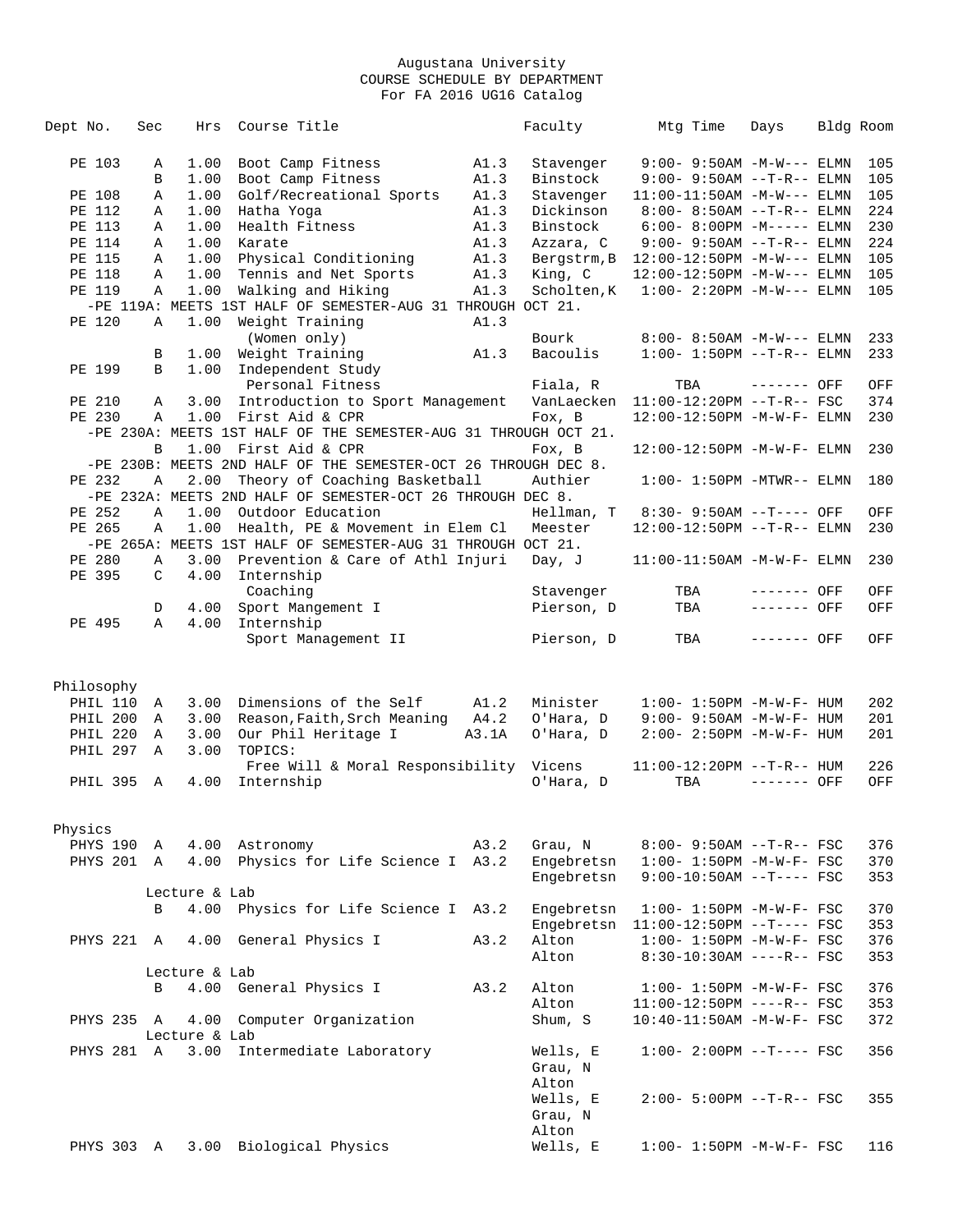Augustana University
COURSE SCHEDULE BY DEPARTMENT
For FA 2016 UG16 Catalog

| Dept No. | Sec | Hrs | Course Title | | Faculty | Mtg Time | Days | Bldg | Room |
|---|---|---|---|---|---|---|---|---|---|
| PE 103 | A | 1.00 | Boot Camp Fitness | A1.3 | Stavenger | 9:00- 9:50AM | -M-W--- | ELMN | 105 |
| | B | 1.00 | Boot Camp Fitness | A1.3 | Binstock | 9:00- 9:50AM | --T-R-- | ELMN | 105 |
| PE 108 | A | 1.00 | Golf/Recreational Sports | A1.3 | Stavenger | 11:00-11:50AM | -M-W--- | ELMN | 105 |
| PE 112 | A | 1.00 | Hatha Yoga | A1.3 | Dickinson | 8:00- 8:50AM | --T-R-- | ELMN | 224 |
| PE 113 | A | 1.00 | Health Fitness | A1.3 | Binstock | 6:00- 8:00PM | -M----- | ELMN | 230 |
| PE 114 | A | 1.00 | Karate | A1.3 | Azzara, C | 9:00- 9:50AM | --T-R-- | ELMN | 224 |
| PE 115 | A | 1.00 | Physical Conditioning | A1.3 | Bergstrm,B | 12:00-12:50PM | -M-W--- | ELMN | 105 |
| PE 118 | A | 1.00 | Tennis and Net Sports | A1.3 | King, C | 12:00-12:50PM | -M-W--- | ELMN | 105 |
| PE 119 | A | 1.00 | Walking and Hiking | A1.3 | Scholten,K | 1:00- 2:20PM | -M-W--- | ELMN | 105 |
| -PE 119A: MEETS 1ST HALF OF SEMESTER-AUG 31 THROUGH OCT 21. | | | | | | | | | |
| PE 120 | A | 1.00 | Weight Training | A1.3 | | | | | |
| | | | (Women only) | | Bourk | 8:00- 8:50AM | -M-W--- | ELMN | 233 |
| | B | 1.00 | Weight Training | A1.3 | Bacoulis | 1:00- 1:50PM | --T-R-- | ELMN | 233 |
| PE 199 | B | 1.00 | Independent Study | | | | | | |
| | | | Personal Fitness | | Fiala, R | TBA | ------- | OFF | OFF |
| PE 210 | A | 3.00 | Introduction to Sport Management | | VanLaecken | 11:00-12:20PM | --T-R-- | FSC | 374 |
| PE 230 | A | 1.00 | First Aid & CPR | | Fox, B | 12:00-12:50PM | -M-W-F- | ELMN | 230 |
| -PE 230A: MEETS 1ST HALF OF THE SEMESTER-AUG 31 THROUGH OCT 21. | | | | | | | | | |
| | B | 1.00 | First Aid & CPR | | Fox, B | 12:00-12:50PM | -M-W-F- | ELMN | 230 |
| -PE 230B: MEETS 2ND HALF OF THE SEMESTER-OCT 26 THROUGH DEC 8. | | | | | | | | | |
| PE 232 | A | 2.00 | Theory of Coaching Basketball | | Authier | 1:00- 1:50PM | -MTWR-- | ELMN | 180 |
| -PE 232A: MEETS 2ND HALF OF SEMESTER-OCT 26 THROUGH DEC 8. | | | | | | | | | |
| PE 252 | A | 1.00 | Outdoor Education | | Hellman, T | 8:30- 9:50AM | --T---- | OFF | OFF |
| PE 265 | A | 1.00 | Health, PE & Movement in Elem Cl | | Meester | 12:00-12:50PM | --T-R-- | ELMN | 230 |
| -PE 265A: MEETS 1ST HALF OF SEMESTER-AUG 31 THROUGH OCT 21. | | | | | | | | | |
| PE 280 | A | 3.00 | Prevention & Care of Athl Injuri | | Day, J | 11:00-11:50AM | -M-W-F- | ELMN | 230 |
| PE 395 | C | 4.00 | Internship | | | | | | |
| | | | Coaching | | Stavenger | TBA | ------- | OFF | OFF |
| | D | 4.00 | Sport Mangement I | | Pierson, D | TBA | ------- | OFF | OFF |
| PE 495 | A | 4.00 | Internship | | | | | | |
| | | | Sport Management II | | Pierson, D | TBA | ------- | OFF | OFF |
| **Philosophy** | | | | | | | | | |
| PHIL 110 | A | 3.00 | Dimensions of the Self | A1.2 | Minister | 1:00- 1:50PM | -M-W-F- | HUM | 202 |
| PHIL 200 | A | 3.00 | Reason,Faith,Srch Meaning | A4.2 | O'Hara, D | 9:00- 9:50AM | -M-W-F- | HUM | 201 |
| PHIL 220 | A | 3.00 | Our Phil Heritage I | A3.1A | O'Hara, D | 2:00- 2:50PM | -M-W-F- | HUM | 201 |
| PHIL 297 | A | 3.00 | TOPICS: | | | | | | |
| | | | Free Will & Moral Responsibility | | Vicens | 11:00-12:20PM | --T-R-- | HUM | 226 |
| PHIL 395 | A | 4.00 | Internship | | O'Hara, D | TBA | ------- | OFF | OFF |
| **Physics** | | | | | | | | | |
| PHYS 190 | A | 4.00 | Astronomy | A3.2 | Grau, N | 8:00- 9:50AM | --T-R-- | FSC | 376 |
| PHYS 201 | A | 4.00 | Physics for Life Science I | A3.2 | Engebretsn | 1:00- 1:50PM | -M-W-F- | FSC | 370 |
| | | | | | Engebretsn | 9:00-10:50AM | --T---- | FSC | 353 |
| | Lecture & Lab | | | | | | | | |
| | B | 4.00 | Physics for Life Science I | A3.2 | Engebretsn | 1:00- 1:50PM | -M-W-F- | FSC | 370 |
| | | | | | Engebretsn | 11:00-12:50PM | --T---- | FSC | 353 |
| PHYS 221 | A | 4.00 | General Physics I | A3.2 | Alton | 1:00- 1:50PM | -M-W-F- | FSC | 376 |
| | | | | | Alton | 8:30-10:30AM | ----R-- | FSC | 353 |
| | Lecture & Lab | | | | | | | | |
| | B | 4.00 | General Physics I | A3.2 | Alton | 1:00- 1:50PM | -M-W-F- | FSC | 376 |
| | | | | | Alton | 11:00-12:50PM | ----R-- | FSC | 353 |
| PHYS 235 | A | 4.00 | Computer Organization | | Shum, S | 10:40-11:50AM | -M-W-F- | FSC | 372 |
| | Lecture & Lab | | | | | | | | |
| PHYS 281 | A | 3.00 | Intermediate Laboratory | | Wells, E | 1:00- 2:00PM | --T---- | FSC | 356 |
| | | | | | Grau, N | | | | |
| | | | | | Alton | | | | |
| | | | | | Wells, E | 2:00- 5:00PM | --T-R-- | FSC | 355 |
| | | | | | Grau, N | | | | |
| | | | | | Alton | | | | |
| PHYS 303 | A | 3.00 | Biological Physics | | Wells, E | 1:00- 1:50PM | -M-W-F- | FSC | 116 |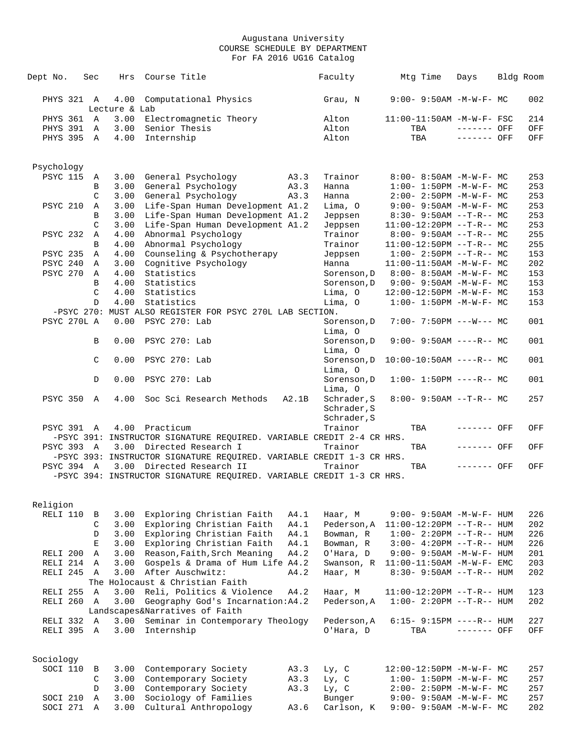Augustana University
COURSE SCHEDULE BY DEPARTMENT
For FA 2016 UG16 Catalog

| Dept No. | Sec | Hrs | Course Title | | Faculty | Mtg Time | Days | Bldg | Room |
|---|---|---|---|---|---|---|---|---|---|
| PHYS 321 | A | 4.00 | Computational Physics | | Grau, N | 9:00- 9:50AM | -M-W-F- | MC | 002 |
| | | Lecture & Lab | | | | | | | |
| PHYS 361 | A | 3.00 | Electromagnetic Theory | | Alton | 11:00-11:50AM | -M-W-F- | FSC | 214 |
| PHYS 391 | A | 3.00 | Senior Thesis | | Alton | TBA | ------- | OFF | OFF |
| PHYS 395 | A | 4.00 | Internship | | Alton | TBA | ------- | OFF | OFF |

## Psychology

| Dept No. | Sec | Hrs | Course Title | | Faculty | Mtg Time | Days | Bldg | Room |
|---|---|---|---|---|---|---|---|---|---|
| PSYC 115 | A | 3.00 | General Psychology | A3.3 | Trainor | 8:00- 8:50AM | -M-W-F- | MC | 253 |
| | B | 3.00 | General Psychology | A3.3 | Hanna | 1:00- 1:50PM | -M-W-F- | MC | 253 |
| | C | 3.00 | General Psychology | A3.3 | Hanna | 2:00- 2:50PM | -M-W-F- | MC | 253 |
| PSYC 210 | A | 3.00 | Life-Span Human Development | A1.2 | Lima, O | 9:00- 9:50AM | -M-W-F- | MC | 253 |
| | B | 3.00 | Life-Span Human Development | A1.2 | Jeppsen | 8:30- 9:50AM | --T-R-- | MC | 253 |
| | C | 3.00 | Life-Span Human Development | A1.2 | Jeppsen | 11:00-12:20PM | --T-R-- | MC | 253 |
| PSYC 232 | A | 4.00 | Abnormal Psychology | | Trainor | 8:00- 9:50AM | --T-R-- | MC | 255 |
| | B | 4.00 | Abnormal Psychology | | Trainor | 11:00-12:50PM | --T-R-- | MC | 255 |
| PSYC 235 | A | 4.00 | Counseling & Psychotherapy | | Jeppsen | 1:00- 2:50PM | --T-R-- | MC | 153 |
| PSYC 240 | A | 3.00 | Cognitive Psychology | | Hanna | 11:00-11:50AM | -M-W-F- | MC | 202 |
| PSYC 270 | A | 4.00 | Statistics | | Sorenson,D | 8:00- 8:50AM | -M-W-F- | MC | 153 |
| | B | 4.00 | Statistics | | Sorenson,D | 9:00- 9:50AM | -M-W-F- | MC | 153 |
| | C | 4.00 | Statistics | | Lima, O | 12:00-12:50PM | -M-W-F- | MC | 153 |
| | D | 4.00 | Statistics | | Lima, O | 1:00- 1:50PM | -M-W-F- | MC | 153 |
| -PSYC 270: MUST ALSO REGISTER FOR PSYC 270L LAB SECTION. | | | | | | | | | |
| PSYC 270L | A | 0.00 | PSYC 270: Lab | | Sorenson,D / Lima, O | 7:00- 7:50PM | ---W--- | MC | 001 |
| | B | 0.00 | PSYC 270: Lab | | Sorenson,D / Lima, O | 9:00- 9:50AM | ----R-- | MC | 001 |
| | C | 0.00 | PSYC 270: Lab | | Sorenson,D / Lima, O | 10:00-10:50AM | ----R-- | MC | 001 |
| | D | 0.00 | PSYC 270: Lab | | Sorenson,D / Lima, O | 1:00- 1:50PM | ----R-- | MC | 001 |
| PSYC 350 | A | 4.00 | Soc Sci Research Methods | A2.1B | Schrader,S / Schrader,S / Schrader,S | 8:00- 9:50AM | --T-R-- | MC | 257 |
| PSYC 391 | A | 4.00 | Practicum | | Trainor | TBA | ------- | OFF | OFF |
| -PSYC 391: INSTRUCTOR SIGNATURE REQUIRED. VARIABLE CREDIT 2-4 CR HRS. | | | | | | | | | |
| PSYC 393 | A | 3.00 | Directed Research I | | Trainor | TBA | ------- | OFF | OFF |
| -PSYC 393: INSTRUCTOR SIGNATURE REQUIRED. VARIABLE CREDIT 1-3 CR HRS. | | | | | | | | | |
| PSYC 394 | A | 3.00 | Directed Research II | | Trainor | TBA | ------- | OFF | OFF |
| -PSYC 394: INSTRUCTOR SIGNATURE REQUIRED. VARIABLE CREDIT 1-3 CR HRS. | | | | | | | | | |

## Religion

| Dept No. | Sec | Hrs | Course Title | | Faculty | Mtg Time | Days | Bldg | Room |
|---|---|---|---|---|---|---|---|---|---|
| RELI 110 | B | 3.00 | Exploring Christian Faith | A4.1 | Haar, M | 9:00- 9:50AM | -M-W-F- | HUM | 226 |
| | C | 3.00 | Exploring Christian Faith | A4.1 | Pederson,A | 11:00-12:20PM | --T-R-- | HUM | 202 |
| | D | 3.00 | Exploring Christian Faith | A4.1 | Bowman, R | 1:00- 2:20PM | --T-R-- | HUM | 226 |
| | E | 3.00 | Exploring Christian Faith | A4.1 | Bowman, R | 3:00- 4:20PM | --T-R-- | HUM | 226 |
| RELI 200 | A | 3.00 | Reason,Faith,Srch Meaning | A4.2 | O'Hara, D | 9:00- 9:50AM | -M-W-F- | HUM | 201 |
| RELI 214 | A | 3.00 | Gospels & Drama of Hum Life | A4.2 | Swanson, R | 11:00-11:50AM | -M-W-F- | EMC | 203 |
| RELI 245 | A | 3.00 | After Auschwitz: | A4.2 | Haar, M | 8:30- 9:50AM | --T-R-- | HUM | 202 |
| | | | The Holocaust & Christian Faith | | | | | | |
| RELI 255 | A | 3.00 | Reli, Politics & Violence | A4.2 | Haar, M | 11:00-12:20PM | --T-R-- | HUM | 123 |
| RELI 260 | A | 3.00 | Geography God's Incarnation: | A4.2 | Pederson,A | 1:00- 2:20PM | --T-R-- | HUM | 202 |
| | | | Landscapes&Narratives of Faith | | | | | | |
| RELI 332 | A | 3.00 | Seminar in Contemporary Theology | | Pederson,A | 6:15- 9:15PM | ----R-- | HUM | 227 |
| RELI 395 | A | 3.00 | Internship | | O'Hara, D | TBA | ------- | OFF | OFF |

## Sociology

| Dept No. | Sec | Hrs | Course Title | | Faculty | Mtg Time | Days | Bldg | Room |
|---|---|---|---|---|---|---|---|---|---|
| SOCI 110 | B | 3.00 | Contemporary Society | A3.3 | Ly, C | 12:00-12:50PM | -M-W-F- | MC | 257 |
| | C | 3.00 | Contemporary Society | A3.3 | Ly, C | 1:00- 1:50PM | -M-W-F- | MC | 257 |
| | D | 3.00 | Contemporary Society | A3.3 | Ly, C | 2:00- 2:50PM | -M-W-F- | MC | 257 |
| SOCI 210 | A | 3.00 | Sociology of Families | | Bunger | 9:00- 9:50AM | -M-W-F- | MC | 257 |
| SOCI 271 | A | 3.00 | Cultural Anthropology | A3.6 | Carlson, K | 9:00- 9:50AM | -M-W-F- | MC | 202 |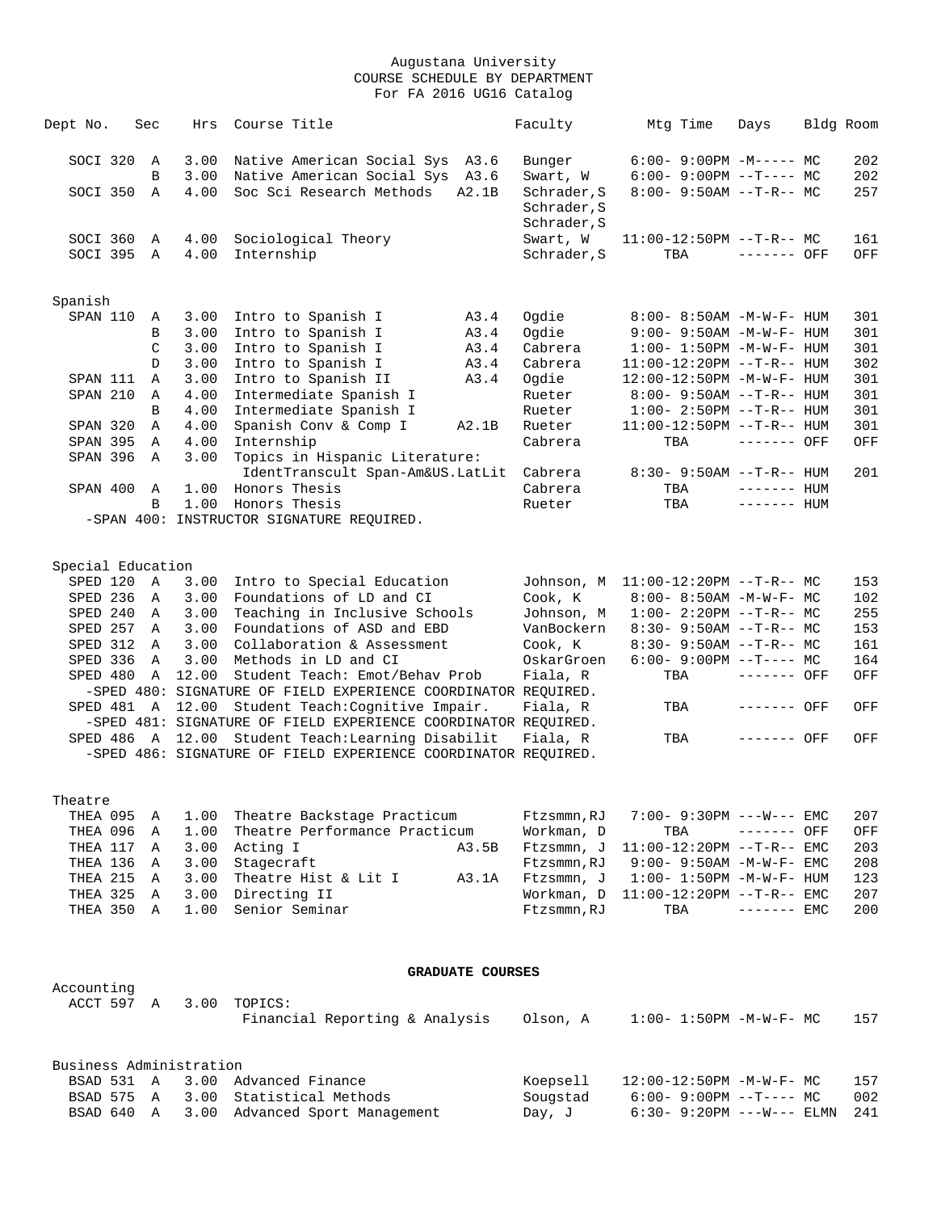Augustana University
COURSE SCHEDULE BY DEPARTMENT
For FA 2016 UG16 Catalog

| Dept No. | Sec | Hrs | Course Title | | Faculty | Mtg Time | Days | Bldg | Room |
|---|---|---|---|---|---|---|---|---|---|
| SOCI 320 | A | 3.00 | Native American Social Sys | A3.6 | Bunger | 6:00- 9:00PM | -M----- | MC | 202 |
| | B | 3.00 | Native American Social Sys | A3.6 | Swart, W | 6:00- 9:00PM | --T---- | MC | 202 |
| SOCI 350 | A | 4.00 | Soc Sci Research Methods | A2.1B | Schrader,S Schrader,S Schrader,S | 8:00- 9:50AM | --T-R-- | MC | 257 |
| SOCI 360 | A | 4.00 | Sociological Theory | | Swart, W | 11:00-12:50PM | --T-R-- | MC | 161 |
| SOCI 395 | A | 4.00 | Internship | | Schrader,S | TBA | ------- | OFF | OFF |

Spanish

| Dept No. | Sec | Hrs | Course Title | | Faculty | Mtg Time | Days | Bldg | Room |
|---|---|---|---|---|---|---|---|---|---|
| SPAN 110 | A | 3.00 | Intro to Spanish I | A3.4 | Ogdie | 8:00- 8:50AM | -M-W-F- | HUM | 301 |
| | B | 3.00 | Intro to Spanish I | A3.4 | Ogdie | 9:00- 9:50AM | -M-W-F- | HUM | 301 |
| | C | 3.00 | Intro to Spanish I | A3.4 | Cabrera | 1:00- 1:50PM | -M-W-F- | HUM | 301 |
| | D | 3.00 | Intro to Spanish I | A3.4 | Cabrera | 11:00-12:20PM | --T-R-- | HUM | 302 |
| SPAN 111 | A | 3.00 | Intro to Spanish II | A3.4 | Ogdie | 12:00-12:50PM | -M-W-F- | HUM | 301 |
| SPAN 210 | A | 4.00 | Intermediate Spanish I | | Rueter | 8:00- 9:50AM | --T-R-- | HUM | 301 |
| | B | 4.00 | Intermediate Spanish I | | Rueter | 1:00- 2:50PM | --T-R-- | HUM | 301 |
| SPAN 320 | A | 4.00 | Spanish Conv & Comp I | A2.1B | Rueter | 11:00-12:50PM | --T-R-- | HUM | 301 |
| SPAN 395 | A | 4.00 | Internship | | Cabrera | TBA | ------- | OFF | OFF |
| SPAN 396 | A | 3.00 | Topics in Hispanic Literature: IdentTranscult Span-Am&US.LatLit | | Cabrera | 8:30- 9:50AM | --T-R-- | HUM | 201 |
| SPAN 400 | A | 1.00 | Honors Thesis | | Cabrera | TBA | ------- | HUM | |
| | B | 1.00 | Honors Thesis | | Rueter | TBA | ------- | HUM | |

-SPAN 400: INSTRUCTOR SIGNATURE REQUIRED.

Special Education

| Dept No. | Sec | Hrs | Course Title | | Faculty | Mtg Time | Days | Bldg | Room |
|---|---|---|---|---|---|---|---|---|---|
| SPED 120 | A | 3.00 | Intro to Special Education | | Johnson, M | 11:00-12:20PM | --T-R-- | MC | 153 |
| SPED 236 | A | 3.00 | Foundations of LD and CI | | Cook, K | 8:00- 8:50AM | -M-W-F- | MC | 102 |
| SPED 240 | A | 3.00 | Teaching in Inclusive Schools | | Johnson, M | 1:00- 2:20PM | --T-R-- | MC | 255 |
| SPED 257 | A | 3.00 | Foundations of ASD and EBD | | VanBockern | 8:30- 9:50AM | --T-R-- | MC | 153 |
| SPED 312 | A | 3.00 | Collaboration & Assessment | | Cook, K | 8:30- 9:50AM | --T-R-- | MC | 161 |
| SPED 336 | A | 3.00 | Methods in LD and CI | | OskarGroen | 6:00- 9:00PM | --T---- | MC | 164 |
| SPED 480 | A | 12.00 | Student Teach: Emot/Behav Prob | | Fiala, R | TBA | ------- | OFF | OFF |

-SPED 480: SIGNATURE OF FIELD EXPERIENCE COORDINATOR REQUIRED.

| Dept No. | Sec | Hrs | Course Title | | Faculty | Mtg Time | Days | Bldg | Room |
|---|---|---|---|---|---|---|---|---|---|
| SPED 481 | A | 12.00 | Student Teach:Cognitive Impair. | | Fiala, R | TBA | ------- | OFF | OFF |

-SPED 481: SIGNATURE OF FIELD EXPERIENCE COORDINATOR REQUIRED.

| Dept No. | Sec | Hrs | Course Title | | Faculty | Mtg Time | Days | Bldg | Room |
|---|---|---|---|---|---|---|---|---|---|
| SPED 486 | A | 12.00 | Student Teach:Learning Disabilit | | Fiala, R | TBA | ------- | OFF | OFF |

-SPED 486: SIGNATURE OF FIELD EXPERIENCE COORDINATOR REQUIRED.

Theatre

| Dept No. | Sec | Hrs | Course Title | | Faculty | Mtg Time | Days | Bldg | Room |
|---|---|---|---|---|---|---|---|---|---|
| THEA 095 | A | 1.00 | Theatre Backstage Practicum | | Ftzsmmn,RJ | 7:00- 9:30PM | ---W--- | EMC | 207 |
| THEA 096 | A | 1.00 | Theatre Performance Practicum | | Workman, D | TBA | ------- | OFF | OFF |
| THEA 117 | A | 3.00 | Acting I | A3.5B | Ftzsmmn, J | 11:00-12:20PM | --T-R-- | EMC | 203 |
| THEA 136 | A | 3.00 | Stagecraft | | Ftzsmmn,RJ | 9:00- 9:50AM | -M-W-F- | EMC | 208 |
| THEA 215 | A | 3.00 | Theatre Hist & Lit I | A3.1A | Ftzsmmn, J | 1:00- 1:50PM | -M-W-F- | HUM | 123 |
| THEA 325 | A | 3.00 | Directing II | | Workman, D | 11:00-12:20PM | --T-R-- | EMC | 207 |
| THEA 350 | A | 1.00 | Senior Seminar | | Ftzsmmn,RJ | TBA | ------- | EMC | 200 |

**GRADUATE COURSES**

Accounting

| Dept No. | Sec | Hrs | Course Title | Faculty | Mtg Time | Days | Bldg | Room |
|---|---|---|---|---|---|---|---|---|
| ACCT 597 | A | 3.00 | TOPICS: Financial Reporting & Analysis | Olson, A | 1:00- 1:50PM | -M-W-F- | MC | 157 |

Business Administration

| Dept No. | Sec | Hrs | Course Title | Faculty | Mtg Time | Days | Bldg | Room |
|---|---|---|---|---|---|---|---|---|
| BSAD 531 | A | 3.00 | Advanced Finance | Koepsell | 12:00-12:50PM | -M-W-F- | MC | 157 |
| BSAD 575 | A | 3.00 | Statistical Methods | Sougstad | 6:00- 9:00PM | --T---- | MC | 002 |
| BSAD 640 | A | 3.00 | Advanced Sport Management | Day, J | 6:30- 9:20PM | ---W--- | ELMN | 241 |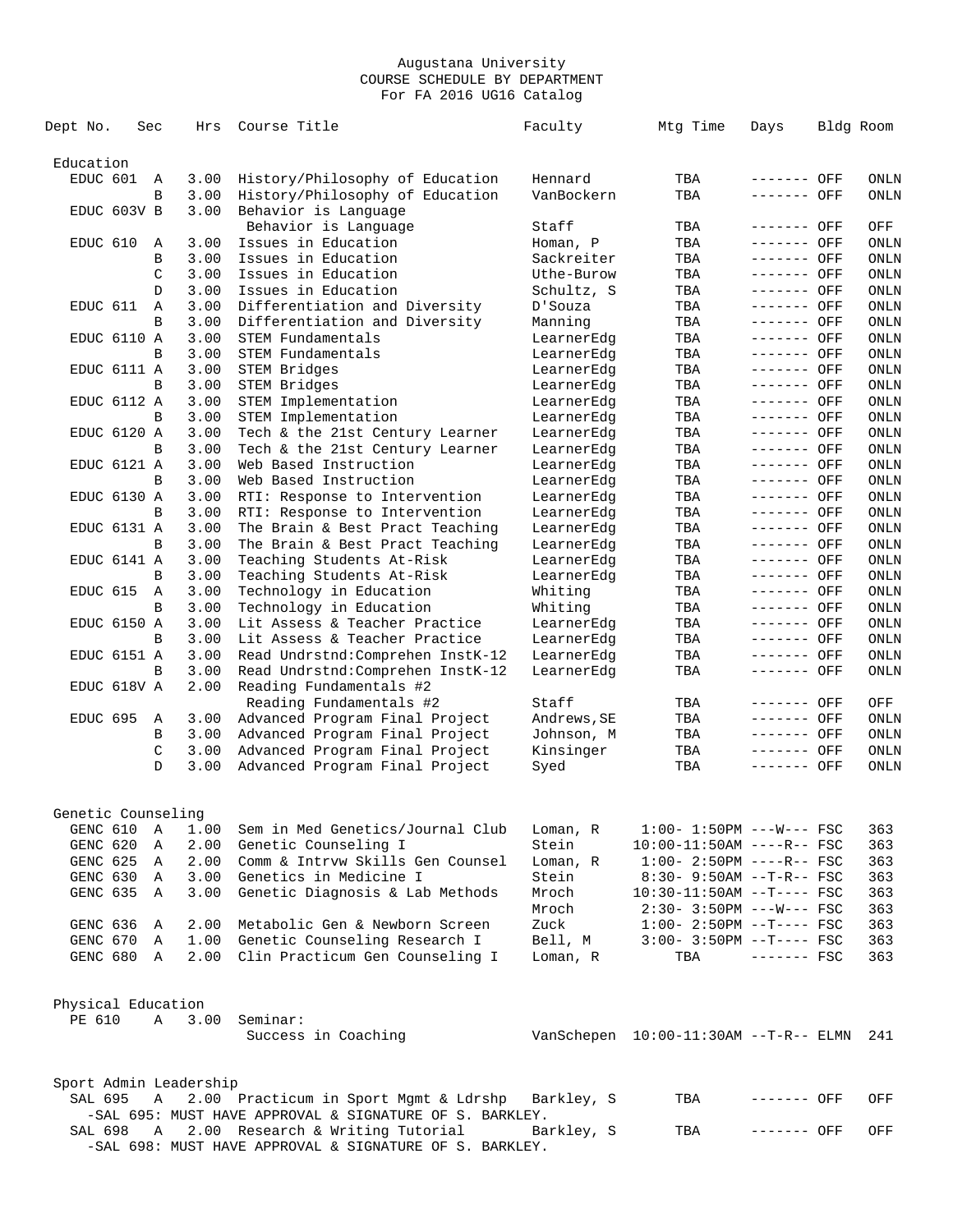# Augustana University
## COURSE SCHEDULE BY DEPARTMENT
### For FA 2016 UG16 Catalog

| Dept No. | Sec | Hrs | Course Title | Faculty | Mtg Time | Days | Bldg | Room |
|---|---|---|---|---|---|---|---|---|
| **Education** | | | | | | | | |
| EDUC 601 | A | 3.00 | History/Philosophy of Education | Hennard | TBA | ------- | OFF | ONLN |
| | B | 3.00 | History/Philosophy of Education | VanBockern | TBA | ------- | OFF | ONLN |
| EDUC 603V | B | 3.00 | Behavior is Language | | | | | |
| | | | Behavior is Language | Staff | TBA | ------- | OFF | OFF |
| EDUC 610 | A | 3.00 | Issues in Education | Homan, P | TBA | ------- | OFF | ONLN |
| | B | 3.00 | Issues in Education | Sackreiter | TBA | ------- | OFF | ONLN |
| | C | 3.00 | Issues in Education | Uthe-Burow | TBA | ------- | OFF | ONLN |
| | D | 3.00 | Issues in Education | Schultz, S | TBA | ------- | OFF | ONLN |
| EDUC 611 | A | 3.00 | Differentiation and Diversity | D'Souza | TBA | ------- | OFF | ONLN |
| | B | 3.00 | Differentiation and Diversity | Manning | TBA | ------- | OFF | ONLN |
| EDUC 6110 | A | 3.00 | STEM Fundamentals | LearnerEdg | TBA | ------- | OFF | ONLN |
| | B | 3.00 | STEM Fundamentals | LearnerEdg | TBA | ------- | OFF | ONLN |
| EDUC 6111 | A | 3.00 | STEM Bridges | LearnerEdg | TBA | ------- | OFF | ONLN |
| | B | 3.00 | STEM Bridges | LearnerEdg | TBA | ------- | OFF | ONLN |
| EDUC 6112 | A | 3.00 | STEM Implementation | LearnerEdg | TBA | ------- | OFF | ONLN |
| | B | 3.00 | STEM Implementation | LearnerEdg | TBA | ------- | OFF | ONLN |
| EDUC 6120 | A | 3.00 | Tech & the 21st Century Learner | LearnerEdg | TBA | ------- | OFF | ONLN |
| | B | 3.00 | Tech & the 21st Century Learner | LearnerEdg | TBA | ------- | OFF | ONLN |
| EDUC 6121 | A | 3.00 | Web Based Instruction | LearnerEdg | TBA | ------- | OFF | ONLN |
| | B | 3.00 | Web Based Instruction | LearnerEdg | TBA | ------- | OFF | ONLN |
| EDUC 6130 | A | 3.00 | RTI: Response to Intervention | LearnerEdg | TBA | ------- | OFF | ONLN |
| | B | 3.00 | RTI: Response to Intervention | LearnerEdg | TBA | ------- | OFF | ONLN |
| EDUC 6131 | A | 3.00 | The Brain & Best Pract Teaching | LearnerEdg | TBA | ------- | OFF | ONLN |
| | B | 3.00 | The Brain & Best Pract Teaching | LearnerEdg | TBA | ------- | OFF | ONLN |
| EDUC 6141 | A | 3.00 | Teaching Students At-Risk | LearnerEdg | TBA | ------- | OFF | ONLN |
| | B | 3.00 | Teaching Students At-Risk | LearnerEdg | TBA | ------- | OFF | ONLN |
| EDUC 615 | A | 3.00 | Technology in Education | Whiting | TBA | ------- | OFF | ONLN |
| | B | 3.00 | Technology in Education | Whiting | TBA | ------- | OFF | ONLN |
| EDUC 6150 | A | 3.00 | Lit Assess & Teacher Practice | LearnerEdg | TBA | ------- | OFF | ONLN |
| | B | 3.00 | Lit Assess & Teacher Practice | LearnerEdg | TBA | ------- | OFF | ONLN |
| EDUC 6151 | A | 3.00 | Read Undrstnd:Comprehen InstK-12 | LearnerEdg | TBA | ------- | OFF | ONLN |
| | B | 3.00 | Read Undrstnd:Comprehen InstK-12 | LearnerEdg | TBA | ------- | OFF | ONLN |
| EDUC 618V | A | 2.00 | Reading Fundamentals #2 | | | | | |
| | | | Reading Fundamentals #2 | Staff | TBA | ------- | OFF | OFF |
| EDUC 695 | A | 3.00 | Advanced Program Final Project | Andrews,SE | TBA | ------- | OFF | ONLN |
| | B | 3.00 | Advanced Program Final Project | Johnson, M | TBA | ------- | OFF | ONLN |
| | C | 3.00 | Advanced Program Final Project | Kinsinger | TBA | ------- | OFF | ONLN |
| | D | 3.00 | Advanced Program Final Project | Syed | TBA | ------- | OFF | ONLN |
| **Genetic Counseling** | | | | | | | | |
| GENC 610 | A | 1.00 | Sem in Med Genetics/Journal Club | Loman, R | 1:00- 1:50PM | ---W--- | FSC | 363 |
| GENC 620 | A | 2.00 | Genetic Counseling I | Stein | 10:00-11:50AM | ----R-- | FSC | 363 |
| GENC 625 | A | 2.00 | Comm & Intrvw Skills Gen Counsel | Loman, R | 1:00- 2:50PM | ----R-- | FSC | 363 |
| GENC 630 | A | 3.00 | Genetics in Medicine I | Stein | 8:30- 9:50AM | --T-R-- | FSC | 363 |
| GENC 635 | A | 3.00 | Genetic Diagnosis & Lab Methods | Mroch | 10:30-11:50AM | --T---- | FSC | 363 |
| | | | | Mroch | 2:30- 3:50PM | ---W--- | FSC | 363 |
| GENC 636 | A | 2.00 | Metabolic Gen & Newborn Screen | Zuck | 1:00- 2:50PM | --T---- | FSC | 363 |
| GENC 670 | A | 1.00 | Genetic Counseling Research I | Bell, M | 3:00- 3:50PM | --T---- | FSC | 363 |
| GENC 680 | A | 2.00 | Clin Practicum Gen Counseling I | Loman, R | TBA | ------- | FSC | 363 |
| **Physical Education** | | | | | | | | |
| PE 610 | A | 3.00 | Seminar: | | | | | |
| | | | Success in Coaching | VanSchepen | 10:00-11:30AM | --T-R-- | ELMN | 241 |
| **Sport Admin Leadership** | | | | | | | | |
| SAL 695 | A | 2.00 | Practicum in Sport Mgmt & Ldrshp | Barkley, S | TBA | ------- | OFF | OFF |
| -SAL 695: MUST HAVE APPROVAL & SIGNATURE OF S. BARKLEY. | | | | | | | | |
| SAL 698 | A | 2.00 | Research & Writing Tutorial | Barkley, S | TBA | ------- | OFF | OFF |
| -SAL 698: MUST HAVE APPROVAL & SIGNATURE OF S. BARKLEY. | | | | | | | | |